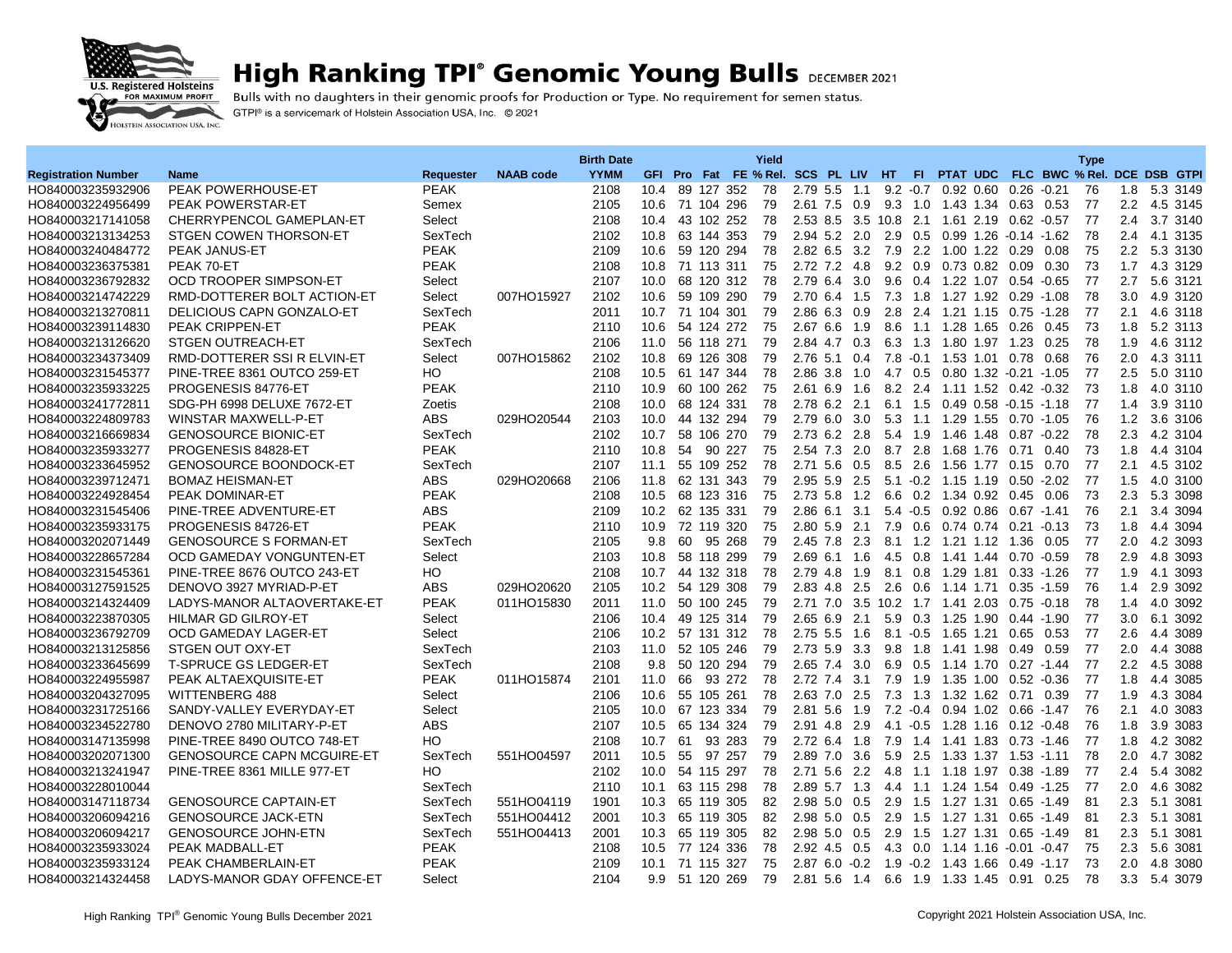# High Ranking TPI® Genomic Young Bulls DECEMBER 2021

U.S. Registered Holsteins FOR MAXIMUM PROFIT

Bulls with no daughters in their genomic proofs for Production or Type. No requirement for semen status.

GTPI® is a servicemark of Holstein Association USA, Inc. © 2021

| Registration Number | Name | Requester | NAAB code | Birth Date YYMM | GFI | Pro | Fat | FE | Yield % Rel. | SCS | PL | LIV | HT | FI | PTAT | UDC | FLC | BWC | Type % Rel. | DCE | DSB | GTPI |
|---|---|---|---|---|---|---|---|---|---|---|---|---|---|---|---|---|---|---|---|---|---|---|
| HO840003235932906 | PEAK POWERHOUSE-ET | PEAK | | 2108 | 10.4 | 89 | 127 | 352 | 78 | 2.79 | 5.5 | 1.1 | 9.2 | -0.7 | 0.92 | 0.60 | 0.26 | -0.21 | 76 | 1.8 | 5.3 | 3149 |
| HO840003224956499 | PEAK POWERSTAR-ET | Semex | | 2105 | 10.6 | 71 | 104 | 296 | 79 | 2.61 | 7.5 | 0.9 | 9.3 | 1.0 | 1.43 | 1.34 | 0.63 | 0.53 | 77 | 2.2 | 4.5 | 3145 |
| HO840003217141058 | CHERRYPENCOL GAMEPLAN-ET | Select | | 2108 | 10.4 | 43 | 102 | 252 | 78 | 2.53 | 8.5 | 3.5 | 10.8 | 2.1 | 1.61 | 2.19 | 0.62 | -0.57 | 77 | 2.4 | 3.7 | 3140 |
| HO840003213134253 | STGEN COWEN THORSON-ET | SexTech | | 2102 | 10.8 | 63 | 144 | 353 | 79 | 2.94 | 5.2 | 2.0 | 2.9 | 0.5 | 0.99 | 1.26 | -0.14 | -1.62 | 78 | 2.4 | 4.1 | 3135 |
| HO840003240484772 | PEAK JANUS-ET | PEAK | | 2109 | 10.6 | 59 | 120 | 294 | 78 | 2.82 | 6.5 | 3.2 | 7.9 | 2.2 | 1.00 | 1.22 | 0.29 | 0.08 | 75 | 2.2 | 5.3 | 3130 |
| HO840003236375381 | PEAK 70-ET | PEAK | | 2108 | 10.8 | 71 | 113 | 311 | 75 | 2.72 | 7.2 | 4.8 | 9.2 | 0.9 | 0.73 | 0.82 | 0.09 | 0.30 | 73 | 1.7 | 4.3 | 3129 |
| HO840003236792832 | OCD TROOPER SIMPSON-ET | Select | | 2107 | 10.0 | 68 | 120 | 312 | 78 | 2.79 | 6.4 | 3.0 | 9.6 | 0.4 | 1.22 | 1.07 | 0.54 | -0.65 | 77 | 2.7 | 5.6 | 3121 |
| HO840003214742229 | RMD-DOTTERER BOLT ACTION-ET | Select | 007HO15927 | 2102 | 10.6 | 59 | 109 | 290 | 79 | 2.70 | 6.4 | 1.5 | 7.3 | 1.8 | 1.27 | 1.92 | 0.29 | -1.08 | 78 | 3.0 | 4.9 | 3120 |
| HO840003213270811 | DELICIOUS CAPN GONZALO-ET | SexTech | | 2011 | 10.7 | 71 | 104 | 301 | 79 | 2.86 | 6.3 | 0.9 | 2.8 | 2.4 | 1.21 | 1.15 | 0.75 | -1.28 | 77 | 2.1 | 4.6 | 3118 |
| HO840003239114830 | PEAK CRIPPEN-ET | PEAK | | 2110 | 10.6 | 54 | 124 | 272 | 75 | 2.67 | 6.6 | 1.9 | 8.6 | 1.1 | 1.28 | 1.65 | 0.26 | 0.45 | 73 | 1.8 | 5.2 | 3113 |
| HO840003213126620 | STGEN OUTREACH-ET | SexTech | | 2106 | 11.0 | 56 | 118 | 271 | 79 | 2.84 | 4.7 | 0.3 | 6.3 | 1.3 | 1.80 | 1.97 | 1.23 | 0.25 | 78 | 1.9 | 4.6 | 3112 |
| HO840003234373409 | RMD-DOTTERER SSI R ELVIN-ET | Select | 007HO15862 | 2102 | 10.8 | 69 | 126 | 308 | 79 | 2.76 | 5.1 | 0.4 | 7.8 | -0.1 | 1.53 | 1.01 | 0.78 | 0.68 | 76 | 2.0 | 4.3 | 3111 |
| HO840003231545377 | PINE-TREE 8361 OUTCO 259-ET | HO | | 2108 | 10.5 | 61 | 147 | 344 | 78 | 2.86 | 3.8 | 1.0 | 4.7 | 0.5 | 0.80 | 1.32 | -0.21 | -1.05 | 77 | 2.5 | 5.0 | 3110 |
| HO840003235933225 | PROGENESIS 84776-ET | PEAK | | 2110 | 10.9 | 60 | 100 | 262 | 75 | 2.61 | 6.9 | 1.6 | 8.2 | 2.4 | 1.11 | 1.52 | 0.42 | -0.32 | 73 | 1.8 | 4.0 | 3110 |
| HO840003241772811 | SDG-PH 6998 DELUXE 7672-ET | Zoetis | | 2108 | 10.0 | 68 | 124 | 331 | 78 | 2.78 | 6.2 | 2.1 | 6.1 | 1.5 | 0.49 | 0.58 | -0.15 | -1.18 | 77 | 1.4 | 3.9 | 3110 |
| HO840003224809783 | WINSTAR MAXWELL-P-ET | ABS | 029HO20544 | 2103 | 10.0 | 44 | 132 | 294 | 79 | 2.79 | 6.0 | 3.0 | 5.3 | 1.1 | 1.29 | 1.55 | 0.70 | -1.05 | 76 | 1.2 | 3.6 | 3106 |
| HO840003216669834 | GENOSOURCE BIONIC-ET | SexTech | | 2102 | 10.7 | 58 | 106 | 270 | 79 | 2.73 | 6.2 | 2.8 | 5.4 | 1.9 | 1.46 | 1.48 | 0.87 | -0.22 | 78 | 2.3 | 4.2 | 3104 |
| HO840003235933277 | PROGENESIS 84828-ET | PEAK | | 2110 | 10.8 | 54 | 90 | 227 | 75 | 2.54 | 7.3 | 2.0 | 8.7 | 2.8 | 1.68 | 1.76 | 0.71 | 0.40 | 73 | 1.8 | 4.4 | 3104 |
| HO840003233645952 | GENOSOURCE BOONDOCK-ET | SexTech | | 2107 | 11.1 | 55 | 109 | 252 | 79 | 2.71 | 5.6 | 0.5 | 8.5 | 2.6 | 1.56 | 1.77 | 0.15 | 0.70 | 77 | 2.1 | 4.5 | 3102 |
| HO840003239712471 | BOMAZ HEISMAN-ET | ABS | 029HO20668 | 2106 | 11.8 | 62 | 131 | 343 | 79 | 2.95 | 5.9 | 2.5 | 5.1 | -0.2 | 1.15 | 1.19 | 0.50 | -2.02 | 77 | 1.5 | 4.0 | 3100 |
| HO840003224928454 | PEAK DOMINAR-ET | PEAK | | 2108 | 10.5 | 68 | 123 | 316 | 75 | 2.73 | 5.8 | 1.2 | 6.6 | 0.2 | 1.34 | 0.92 | 0.45 | 0.06 | 73 | 2.3 | 5.3 | 3098 |
| HO840003231545406 | PINE-TREE ADVENTURE-ET | ABS | | 2109 | 10.2 | 62 | 135 | 331 | 79 | 2.86 | 6.1 | 3.1 | 5.4 | -0.5 | 0.92 | 0.86 | 0.67 | -1.41 | 76 | 2.1 | 3.4 | 3094 |
| HO840003235933175 | PROGENESIS 84726-ET | PEAK | | 2110 | 10.9 | 72 | 119 | 320 | 75 | 2.80 | 5.9 | 2.1 | 7.9 | 0.6 | 0.74 | 0.74 | 0.21 | -0.13 | 73 | 1.8 | 4.4 | 3094 |
| HO840003202071449 | GENOSOURCE S FORMAN-ET | SexTech | | 2105 | 9.8 | 60 | 95 | 268 | 79 | 2.45 | 7.8 | 2.3 | 8.1 | 1.2 | 1.21 | 1.12 | 1.36 | 0.05 | 77 | 2.0 | 4.2 | 3093 |
| HO840003228657284 | OCD GAMEDAY VONGUNTEN-ET | Select | | 2103 | 10.8 | 58 | 118 | 299 | 79 | 2.69 | 6.1 | 1.6 | 4.5 | 0.8 | 1.41 | 1.44 | 0.70 | -0.59 | 78 | 2.9 | 4.8 | 3093 |
| HO840003231545361 | PINE-TREE 8676 OUTCO 243-ET | HO | | 2108 | 10.7 | 44 | 132 | 318 | 78 | 2.79 | 4.8 | 1.9 | 8.1 | 0.8 | 1.29 | 1.81 | 0.33 | -1.26 | 77 | 1.9 | 4.1 | 3093 |
| HO840003127591525 | DENOVO 3927 MYRIAD-P-ET | ABS | 029HO20620 | 2105 | 10.2 | 54 | 129 | 308 | 79 | 2.83 | 4.8 | 2.5 | 2.6 | 0.6 | 1.14 | 1.71 | 0.35 | -1.59 | 76 | 1.4 | 2.9 | 3092 |
| HO840003214324409 | LADYS-MANOR ALTAOVERTAKE-ET | PEAK | 011HO15830 | 2011 | 11.0 | 50 | 100 | 245 | 79 | 2.71 | 7.0 | 3.5 | 10.2 | 1.7 | 1.41 | 2.03 | 0.75 | -0.18 | 78 | 1.4 | 4.0 | 3092 |
| HO840003223870305 | HILMAR GD GILROY-ET | Select | | 2106 | 10.4 | 49 | 125 | 314 | 79 | 2.65 | 6.9 | 2.1 | 5.9 | 0.3 | 1.25 | 1.90 | 0.44 | -1.90 | 77 | 3.0 | 6.1 | 3092 |
| HO840003236792709 | OCD GAMEDAY LAGER-ET | Select | | 2106 | 10.2 | 57 | 131 | 312 | 78 | 2.75 | 5.5 | 1.6 | 8.1 | -0.5 | 1.65 | 1.21 | 0.65 | 0.53 | 77 | 2.6 | 4.4 | 3089 |
| HO840003213125856 | STGEN OUT OXY-ET | SexTech | | 2103 | 11.0 | 52 | 105 | 246 | 79 | 2.73 | 5.9 | 3.3 | 9.8 | 1.8 | 1.41 | 1.98 | 0.49 | 0.59 | 77 | 2.0 | 4.4 | 3088 |
| HO840003233645699 | T-SPRUCE GS LEDGER-ET | SexTech | | 2108 | 9.8 | 50 | 120 | 294 | 79 | 2.65 | 7.4 | 3.0 | 6.9 | 0.5 | 1.14 | 1.70 | 0.27 | -1.44 | 77 | 2.2 | 4.5 | 3088 |
| HO840003224955987 | PEAK ALTAEXQUISITE-ET | PEAK | 011HO15874 | 2101 | 11.0 | 66 | 93 | 272 | 78 | 2.72 | 7.4 | 3.1 | 7.9 | 1.9 | 1.35 | 1.00 | 0.52 | -0.36 | 77 | 1.8 | 4.4 | 3085 |
| HO840003204327095 | WITTENBERG 488 | Select | | 2106 | 10.6 | 55 | 105 | 261 | 78 | 2.63 | 7.0 | 2.5 | 7.3 | 1.3 | 1.32 | 1.62 | 0.71 | 0.39 | 77 | 1.9 | 4.3 | 3084 |
| HO840003231725166 | SANDY-VALLEY EVERYDAY-ET | Select | | 2105 | 10.0 | 67 | 123 | 334 | 79 | 2.81 | 5.6 | 1.9 | 7.2 | -0.4 | 0.94 | 1.02 | 0.66 | -1.47 | 76 | 2.1 | 4.0 | 3083 |
| HO840003234522780 | DENOVO 2780 MILITARY-P-ET | ABS | | 2107 | 10.5 | 65 | 134 | 324 | 79 | 2.91 | 4.8 | 2.9 | 4.1 | -0.5 | 1.28 | 1.16 | 0.12 | -0.48 | 76 | 1.8 | 3.9 | 3083 |
| HO840003147135998 | PINE-TREE 8490 OUTCO 748-ET | HO | | 2108 | 10.7 | 61 | 93 | 283 | 79 | 2.72 | 6.4 | 1.8 | 7.9 | 1.4 | 1.41 | 1.83 | 0.73 | -1.46 | 77 | 1.8 | 4.2 | 3082 |
| HO840003202071300 | GENOSOURCE CAPN MCGUIRE-ET | SexTech | 551HO04597 | 2011 | 10.5 | 55 | 97 | 257 | 79 | 2.89 | 7.0 | 3.6 | 5.9 | 2.5 | 1.33 | 1.37 | 1.53 | -1.11 | 78 | 2.0 | 4.7 | 3082 |
| HO840003213241947 | PINE-TREE 8361 MILLE 977-ET | HO | | 2102 | 10.0 | 54 | 115 | 297 | 78 | 2.71 | 5.6 | 2.2 | 4.8 | 1.1 | 1.18 | 1.97 | 0.38 | -1.89 | 77 | 2.4 | 5.4 | 3082 |
| HO840003228010044 | | SexTech | | 2110 | 10.1 | 63 | 115 | 298 | 78 | 2.89 | 5.7 | 1.3 | 4.4 | 1.1 | 1.24 | 1.54 | 0.49 | -1.25 | 77 | 2.0 | 4.6 | 3082 |
| HO840003147118734 | GENOSOURCE CAPTAIN-ET | SexTech | 551HO04119 | 1901 | 10.3 | 65 | 119 | 305 | 82 | 2.98 | 5.0 | 0.5 | 2.9 | 1.5 | 1.27 | 1.31 | 0.65 | -1.49 | 81 | 2.3 | 5.1 | 3081 |
| HO840003206094216 | GENOSOURCE JACK-ETN | SexTech | 551HO04412 | 2001 | 10.3 | 65 | 119 | 305 | 82 | 2.98 | 5.0 | 0.5 | 2.9 | 1.5 | 1.27 | 1.31 | 0.65 | -1.49 | 81 | 2.3 | 5.1 | 3081 |
| HO840003206094217 | GENOSOURCE JOHN-ETN | SexTech | 551HO04413 | 2001 | 10.3 | 65 | 119 | 305 | 82 | 2.98 | 5.0 | 0.5 | 2.9 | 1.5 | 1.27 | 1.31 | 0.65 | -1.49 | 81 | 2.3 | 5.1 | 3081 |
| HO840003235933024 | PEAK MADBALL-ET | PEAK | | 2108 | 10.5 | 77 | 124 | 336 | 78 | 2.92 | 4.5 | 0.5 | 4.3 | 0.0 | 1.14 | 1.16 | -0.01 | -0.47 | 75 | 2.3 | 5.6 | 3081 |
| HO840003235933124 | PEAK CHAMBERLAIN-ET | PEAK | | 2109 | 10.1 | 71 | 115 | 327 | 75 | 2.87 | 6.0 | -0.2 | 1.9 | -0.2 | 1.43 | 1.66 | 0.49 | -1.17 | 73 | 2.0 | 4.8 | 3080 |
| HO840003214324458 | LADYS-MANOR GDAY OFFENCE-ET | Select | | 2104 | 9.9 | 51 | 120 | 269 | 79 | 2.81 | 5.6 | 1.4 | 6.6 | 1.9 | 1.33 | 1.45 | 0.91 | 0.25 | 78 | 3.3 | 5.4 | 3079 |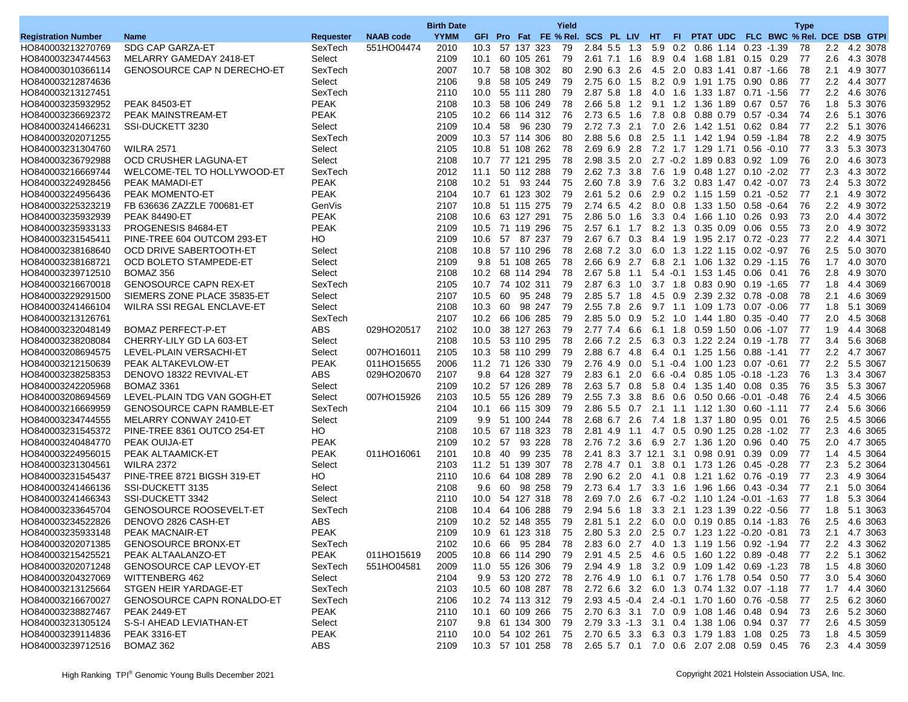| Registration Number | Name | Requester | NAAB code | Birth Date YYMM | GFI | Pro | Fat | FE | Yield % Rel. | SCS | PL | LIV | HT | FI | PTAT | UDC | FLC | BWC | Type % Rel. | DCE | DSB | GTPI |
|---|---|---|---|---|---|---|---|---|---|---|---|---|---|---|---|---|---|---|---|---|---|---|
| HO840003213270769 | SDG CAP GARZA-ET | SexTech | 551HO04474 | 2010 | 10.3 | 57 | 137 | 323 | 79 | 2.84 | 5.5 | 1.3 | 5.9 | 0.2 | 0.86 | 1.14 | 0.23 | -1.39 | 78 | 2.2 | 4.2 | 3078 |
| HO840003234744563 | MELARRY GAMEDAY 2418-ET | Select | | 2109 | 10.1 | 60 | 105 | 261 | 79 | 2.61 | 7.1 | 1.6 | 8.9 | 0.4 | 1.68 | 1.81 | 0.15 | 0.29 | 77 | 2.6 | 4.3 | 3078 |
| HO840003010366114 | GENOSOURCE CAP N DERECHO-ET | SexTech | | 2007 | 10.7 | 58 | 108 | 302 | 80 | 2.90 | 6.3 | 2.6 | 4.5 | 2.0 | 0.83 | 1.41 | 0.87 | -1.66 | 78 | 2.1 | 4.9 | 3077 |
| HO840003212874636 | | Select | | 2106 | 9.8 | 58 | 105 | 249 | 79 | 2.75 | 6.0 | 1.5 | 8.2 | 0.9 | 1.91 | 1.75 | 0.90 | 0.86 | 77 | 2.2 | 4.4 | 3077 |
| HO840003213127451 | | SexTech | | 2110 | 10.0 | 55 | 111 | 280 | 79 | 2.87 | 5.8 | 1.8 | 4.0 | 1.6 | 1.33 | 1.87 | 0.71 | -1.56 | 77 | 2.2 | 4.6 | 3076 |
| HO840003235932952 | PEAK 84503-ET | PEAK | | 2108 | 10.3 | 58 | 106 | 249 | 78 | 2.66 | 5.8 | 1.2 | 9.1 | 1.2 | 1.36 | 1.89 | 0.67 | 0.57 | 76 | 1.8 | 5.3 | 3076 |
| HO840003236692372 | PEAK MAINSTREAM-ET | PEAK | | 2105 | 10.2 | 66 | 114 | 312 | 76 | 2.73 | 6.5 | 1.6 | 7.8 | 0.8 | 0.88 | 0.79 | 0.57 | -0.34 | 74 | 2.6 | 5.1 | 3076 |
| HO840003241466231 | SSI-DUCKETT 3230 | Select | | 2109 | 10.4 | 58 | 96 | 230 | 79 | 2.72 | 7.3 | 2.1 | 7.0 | 2.6 | 1.42 | 1.51 | 0.62 | 0.84 | 77 | 2.2 | 5.1 | 3076 |
| HO840003202071255 | | SexTech | | 2009 | 10.3 | 57 | 114 | 306 | 80 | 2.88 | 5.6 | 0.8 | 2.5 | 1.1 | 1.42 | 1.94 | 0.59 | -1.84 | 78 | 2.2 | 4.9 | 3075 |
| HO840003231304760 | WILRA 2571 | Select | | 2105 | 10.8 | 51 | 108 | 262 | 78 | 2.69 | 6.9 | 2.8 | 7.2 | 1.7 | 1.29 | 1.71 | 0.56 | -0.10 | 77 | 3.3 | 5.3 | 3073 |
| HO840003236792988 | OCD CRUSHER LAGUNA-ET | Select | | 2108 | 10.7 | 77 | 121 | 295 | 78 | 2.98 | 3.5 | 2.0 | 2.7 | -0.2 | 1.89 | 0.83 | 0.92 | 1.09 | 76 | 2.0 | 4.6 | 3073 |
| HO840003216669744 | WELCOME-TEC TO HOLLYWOOD-ET | SexTech | | 2012 | 11.1 | 50 | 112 | 288 | 79 | 2.62 | 7.3 | 3.8 | 7.6 | 1.9 | 0.48 | 1.27 | 0.10 | -2.02 | 77 | 2.3 | 4.3 | 3072 |
| HO840003224928456 | PEAK MAMADI-ET | PEAK | | 2108 | 10.2 | 51 | 93 | 244 | 75 | 2.60 | 7.8 | 3.9 | 7.6 | 3.2 | 0.83 | 1.47 | 0.42 | -0.07 | 73 | 2.4 | 5.3 | 3072 |
| HO840003224956436 | PEAK MOMENTO-ET | PEAK | | 2104 | 10.7 | 61 | 123 | 302 | 79 | 2.61 | 5.2 | 0.6 | 2.9 | 0.2 | 1.15 | 1.59 | 0.21 | -0.52 | 77 | 2.1 | 4.9 | 3072 |
| HO840003225323219 | FB 636636 ZAZZLE 700681-ET | GenVis | | 2107 | 10.8 | 51 | 115 | 275 | 79 | 2.74 | 6.5 | 4.2 | 8.0 | 0.8 | 1.33 | 1.50 | 0.58 | -0.64 | 76 | 2.2 | 4.9 | 3072 |
| HO840003235932939 | PEAK 84490-ET | PEAK | | 2108 | 10.6 | 63 | 127 | 291 | 75 | 2.86 | 5.0 | 1.6 | 3.3 | 0.4 | 1.66 | 1.10 | 0.26 | 0.93 | 73 | 2.0 | 4.4 | 3072 |
| HO840003235933133 | PROGENESIS 84684-ET | PEAK | | 2109 | 10.5 | 71 | 119 | 296 | 75 | 2.57 | 6.1 | 1.7 | 8.2 | 1.3 | 0.35 | 0.09 | 0.06 | 0.55 | 73 | 2.0 | 4.9 | 3072 |
| HO840003231545411 | PINE-TREE 604 OUTCOM 293-ET | HO | | 2109 | 10.6 | 57 | 87 | 237 | 79 | 2.67 | 6.7 | 0.3 | 8.4 | 1.9 | 1.95 | 2.17 | 0.72 | -0.23 | 77 | 2.2 | 4.4 | 3071 |
| HO840003238168640 | OCD DRIVE SABERTOOTH-ET | Select | | 2108 | 10.8 | 57 | 110 | 296 | 78 | 2.68 | 7.2 | 3.0 | 6.0 | 1.3 | 1.22 | 1.15 | 0.02 | -0.97 | 76 | 2.5 | 5.0 | 3070 |
| HO840003238168721 | OCD BOLETO STAMPEDE-ET | Select | | 2109 | 9.8 | 51 | 108 | 265 | 78 | 2.66 | 6.9 | 2.7 | 6.8 | 2.1 | 1.06 | 1.32 | 0.29 | -1.15 | 76 | 1.7 | 4.0 | 3070 |
| HO840003239712510 | BOMAZ 356 | Select | | 2108 | 10.2 | 68 | 114 | 294 | 78 | 2.67 | 5.8 | 1.1 | 5.4 | -0.1 | 1.53 | 1.45 | 0.06 | 0.41 | 76 | 2.8 | 4.9 | 3070 |
| HO840003216670018 | GENOSOURCE CAPN REX-ET | SexTech | | 2105 | 10.7 | 74 | 102 | 311 | 79 | 2.87 | 6.3 | 1.0 | 3.7 | 1.8 | 0.83 | 0.90 | 0.19 | -1.65 | 77 | 1.8 | 4.4 | 3069 |
| HO840003229291500 | SIEMERS ZONE PLACE 35835-ET | Select | | 2107 | 10.5 | 60 | 95 | 248 | 79 | 2.85 | 5.7 | 1.8 | 4.5 | 0.9 | 2.39 | 2.32 | 0.78 | -0.08 | 78 | 2.1 | 4.6 | 3069 |
| HO840003241466104 | WILRA SSI REGAL ENCLAVE-ET | Select | | 2108 | 10.3 | 60 | 98 | 247 | 79 | 2.55 | 7.8 | 2.6 | 9.7 | 1.1 | 1.09 | 1.73 | 0.07 | -0.06 | 77 | 1.8 | 5.1 | 3069 |
| HO840003213126761 | | SexTech | | 2107 | 10.2 | 66 | 106 | 285 | 79 | 2.85 | 5.0 | 0.9 | 5.2 | 1.0 | 1.44 | 1.80 | 0.35 | -0.40 | 77 | 2.0 | 4.5 | 3068 |
| HO840003232048149 | BOMAZ PERFECT-P-ET | ABS | 029HO20517 | 2102 | 10.0 | 38 | 127 | 263 | 79 | 2.77 | 7.4 | 6.6 | 6.1 | 1.8 | 0.59 | 1.50 | 0.06 | -1.07 | 77 | 1.9 | 4.4 | 3068 |
| HO840003238208084 | CHERRY-LILY GD LA 603-ET | Select | | 2108 | 10.5 | 53 | 110 | 295 | 78 | 2.66 | 7.2 | 2.5 | 6.3 | 0.3 | 1.22 | 2.24 | 0.19 | -1.78 | 77 | 3.4 | 5.6 | 3068 |
| HO840003208694575 | LEVEL-PLAIN VERSACHI-ET | Select | 007HO16011 | 2105 | 10.3 | 58 | 110 | 299 | 79 | 2.88 | 6.7 | 4.8 | 6.4 | 0.1 | 1.25 | 1.56 | 0.88 | -1.41 | 77 | 2.2 | 4.7 | 3067 |
| HO840003212150639 | PEAK ALTAKEVLOW-ET | PEAK | 011HO15655 | 2006 | 11.2 | 71 | 126 | 330 | 79 | 2.76 | 4.9 | 0.0 | 5.1 | -0.4 | 1.00 | 1.23 | 0.07 | -0.61 | 77 | 2.2 | 5.5 | 3067 |
| HO840003238258353 | DENOVO 18322 REVIVAL-ET | ABS | 029HO20670 | 2107 | 9.8 | 64 | 128 | 327 | 79 | 2.83 | 6.1 | 2.0 | 6.6 | -0.4 | 0.85 | 1.05 | -0.18 | -1.23 | 76 | 1.3 | 3.4 | 3067 |
| HO840003242205968 | BOMAZ 3361 | Select | | 2109 | 10.2 | 57 | 126 | 289 | 78 | 2.63 | 5.7 | 0.8 | 5.8 | 0.4 | 1.35 | 1.40 | 0.08 | 0.35 | 76 | 3.5 | 5.3 | 3067 |
| HO840003208694569 | LEVEL-PLAIN TDG VAN GOGH-ET | Select | 007HO15926 | 2103 | 10.5 | 55 | 126 | 289 | 79 | 2.55 | 7.3 | 3.8 | 8.6 | 0.6 | 0.50 | 0.66 | -0.01 | -0.48 | 76 | 2.4 | 4.5 | 3066 |
| HO840003216669959 | GENOSOURCE CAPN RAMBLE-ET | SexTech | | 2104 | 10.1 | 66 | 115 | 309 | 79 | 2.86 | 5.5 | 0.7 | 2.1 | 1.1 | 1.12 | 1.30 | 0.60 | -1.11 | 77 | 2.4 | 5.6 | 3066 |
| HO840003234744555 | MELARRY CONWAY 2410-ET | Select | | 2109 | 9.9 | 51 | 100 | 244 | 78 | 2.68 | 6.7 | 2.6 | 7.4 | 1.8 | 1.37 | 1.80 | 0.95 | 0.01 | 76 | 2.5 | 4.5 | 3066 |
| HO840003231545372 | PINE-TREE 8361 OUTCO 254-ET | HO | | 2108 | 10.5 | 67 | 118 | 323 | 78 | 2.81 | 4.9 | 1.1 | 4.7 | 0.5 | 0.90 | 1.25 | 0.28 | -1.02 | 77 | 2.3 | 4.6 | 3065 |
| HO840003240484770 | PEAK OUIJA-ET | PEAK | | 2109 | 10.2 | 57 | 93 | 228 | 78 | 2.76 | 7.2 | 3.6 | 6.9 | 2.7 | 1.36 | 1.20 | 0.96 | 0.40 | 75 | 2.0 | 4.7 | 3065 |
| HO840003224956015 | PEAK ALTAAMICK-ET | PEAK | 011HO16061 | 2101 | 10.8 | 40 | 99 | 235 | 78 | 2.41 | 8.3 | 3.7 | 12.1 | 3.1 | 0.98 | 0.91 | 0.39 | 0.09 | 77 | 1.4 | 4.5 | 3064 |
| HO840003231304561 | WILRA 2372 | Select | | 2103 | 11.2 | 51 | 139 | 307 | 78 | 2.78 | 4.7 | 0.1 | 3.8 | 0.1 | 1.73 | 1.26 | 0.45 | -0.28 | 77 | 2.3 | 5.2 | 3064 |
| HO840003231545437 | PINE-TREE 8721 BIGSH 319-ET | HO | | 2110 | 10.6 | 64 | 108 | 289 | 78 | 2.90 | 6.2 | 2.0 | 4.1 | 0.8 | 1.21 | 1.62 | 0.76 | -0.19 | 77 | 2.3 | 4.9 | 3064 |
| HO840003241466136 | SSI-DUCKETT 3135 | Select | | 2108 | 9.6 | 60 | 98 | 258 | 79 | 2.73 | 6.4 | 1.7 | 3.3 | 1.6 | 1.96 | 1.66 | 0.43 | -0.34 | 77 | 2.1 | 5.0 | 3064 |
| HO840003241466343 | SSI-DUCKETT 3342 | Select | | 2110 | 10.0 | 54 | 127 | 318 | 78 | 2.69 | 7.0 | 2.6 | 6.7 | -0.2 | 1.10 | 1.24 | -0.01 | -1.63 | 77 | 1.8 | 5.3 | 3064 |
| HO840003233645704 | GENOSOURCE ROOSEVELT-ET | SexTech | | 2108 | 10.4 | 64 | 106 | 288 | 79 | 2.94 | 5.6 | 1.8 | 3.3 | 2.1 | 1.23 | 1.39 | 0.22 | -0.56 | 77 | 1.8 | 5.1 | 3063 |
| HO840003234522826 | DENOVO 2826 CASH-ET | ABS | | 2109 | 10.2 | 52 | 148 | 355 | 79 | 2.81 | 5.1 | 2.2 | 6.0 | 0.0 | 0.19 | 0.85 | 0.14 | -1.83 | 76 | 2.5 | 4.6 | 3063 |
| HO840003235933148 | PEAK MACNAIR-ET | PEAK | | 2109 | 10.9 | 61 | 123 | 318 | 75 | 2.80 | 5.3 | 2.0 | 2.5 | 0.7 | 1.23 | 1.22 | -0.20 | -0.81 | 73 | 2.1 | 4.7 | 3063 |
| HO840003202071385 | GENOSOURCE BRONX-ET | SexTech | | 2102 | 10.6 | 66 | 95 | 284 | 78 | 2.83 | 6.0 | 2.7 | 4.0 | 1.3 | 1.19 | 1.56 | 0.92 | -1.94 | 77 | 2.2 | 4.3 | 3062 |
| HO840003215425521 | PEAK ALTAALANZO-ET | PEAK | 011HO15619 | 2005 | 10.8 | 66 | 114 | 290 | 79 | 2.91 | 4.5 | 2.5 | 4.6 | 0.5 | 1.60 | 1.22 | 0.89 | -0.48 | 77 | 2.2 | 5.1 | 3062 |
| HO840003202071248 | GENOSOURCE CAP LEVOY-ET | SexTech | 551HO04581 | 2009 | 11.0 | 55 | 126 | 306 | 79 | 2.94 | 4.9 | 1.8 | 3.2 | 0.9 | 1.09 | 1.42 | 0.69 | -1.23 | 78 | 1.5 | 4.8 | 3060 |
| HO840003204327069 | WITTENBERG 462 | Select | | 2104 | 9.9 | 53 | 120 | 272 | 78 | 2.76 | 4.9 | 1.0 | 6.1 | 0.7 | 1.76 | 1.78 | 0.54 | 0.50 | 77 | 3.0 | 5.4 | 3060 |
| HO840003213125664 | STGEN HEIR YARDAGE-ET | SexTech | | 2103 | 10.5 | 60 | 108 | 287 | 78 | 2.72 | 6.6 | 3.2 | 6.0 | 1.3 | 0.74 | 1.32 | 0.07 | -1.18 | 77 | 1.7 | 4.4 | 3060 |
| HO840003216670027 | GENOSOURCE CAPN RONALDO-ET | SexTech | | 2106 | 10.2 | 74 | 113 | 312 | 79 | 2.93 | 4.5 | -0.4 | 2.4 | -0.1 | 1.70 | 1.60 | 0.76 | -0.58 | 77 | 2.5 | 6.2 | 3060 |
| HO840003238827467 | PEAK 2449-ET | PEAK | | 2110 | 10.1 | 60 | 109 | 266 | 75 | 2.70 | 6.3 | 3.1 | 7.0 | 0.9 | 1.08 | 1.46 | 0.48 | 0.94 | 73 | 2.6 | 5.2 | 3060 |
| HO840003231305124 | S-S-I AHEAD LEVIATHAN-ET | Select | | 2107 | 9.8 | 61 | 134 | 300 | 79 | 2.79 | 3.3 | -1.3 | 3.1 | 0.4 | 1.38 | 1.06 | 0.94 | 0.37 | 77 | 2.6 | 4.5 | 3059 |
| HO840003239114836 | PEAK 3316-ET | PEAK | | 2110 | 10.0 | 54 | 102 | 261 | 75 | 2.70 | 6.5 | 3.3 | 6.3 | 0.3 | 1.79 | 1.83 | 1.08 | 0.25 | 73 | 1.8 | 4.5 | 3059 |
| HO840003239712516 | BOMAZ 362 | ABS | | 2109 | 10.3 | 57 | 101 | 258 | 78 | 2.65 | 5.7 | 0.1 | 7.0 | 0.6 | 2.07 | 2.08 | 0.59 | 0.45 | 76 | 2.3 | 4.4 | 3059 |

High Ranking TPI® Genomic Young Bulls December 2021

Copyright 2021 Holstein Association USA, Inc.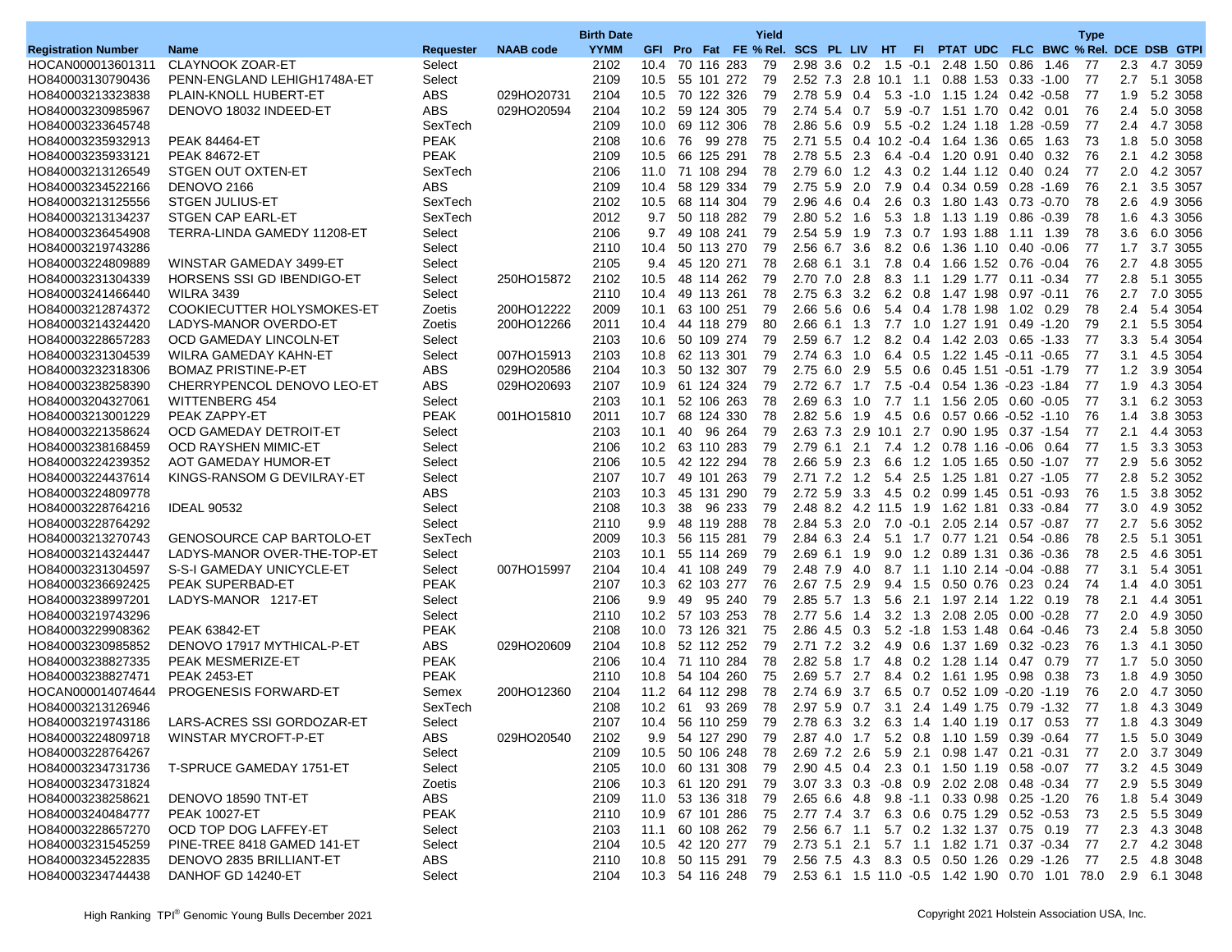| Registration Number | Name | Requester | NAAB code | Birth Date YYMM | GFI | Pro | Fat | FE | Yield % Rel. | SCS | PL | LIV | HT | FI | PTAT | UDC | FLC | BWC | Type % Rel. | DCE | DSB | GTPI |
|---|---|---|---|---|---|---|---|---|---|---|---|---|---|---|---|---|---|---|---|---|---|---|
| HOCAN000013601311 | CLAYNOOK ZOAR-ET | Select | | 2102 | 10.4 | 70 | 116 | 283 | 79 | 2.98 | 3.6 | 0.2 | 1.5 | -0.1 | 2.48 | 1.50 | 0.86 | 1.46 | 77 | 2.3 | 4.7 | 3059 |
| HO840003130790436 | PENN-ENGLAND LEHIGH1748A-ET | Select | | 2109 | 10.5 | 55 | 101 | 272 | 79 | 2.52 | 7.3 | 2.8 | 10.1 | 1.1 | 0.88 | 1.53 | 0.33 | -1.00 | 77 | 2.7 | 5.1 | 3058 |
| HO840003213323838 | PLAIN-KNOLL HUBERT-ET | ABS | 029HO20731 | 2104 | 10.5 | 70 | 122 | 326 | 79 | 2.78 | 5.9 | 0.4 | 5.3 | -1.0 | 1.15 | 1.24 | 0.42 | -0.58 | 77 | 1.9 | 5.2 | 3058 |
| HO840003230985967 | DENOVO 18032 INDEED-ET | ABS | 029HO20594 | 2104 | 10.2 | 59 | 124 | 305 | 79 | 2.74 | 5.4 | 0.7 | 5.9 | -0.7 | 1.51 | 1.70 | 0.42 | 0.01 | 76 | 2.4 | 5.0 | 3058 |
| HO840003233645748 | | SexTech | | 2109 | 10.0 | 69 | 112 | 306 | 78 | 2.86 | 5.6 | 0.9 | 5.5 | -0.2 | 1.24 | 1.18 | 1.28 | -0.59 | 77 | 2.4 | 4.7 | 3058 |
| HO840003235932913 | PEAK 84464-ET | PEAK | | 2108 | 10.6 | 76 | 99 | 278 | 75 | 2.71 | 5.5 | 0.4 | 10.2 | -0.4 | 1.64 | 1.36 | 0.65 | 1.63 | 73 | 1.8 | 5.0 | 3058 |
| HO840003235933121 | PEAK 84672-ET | PEAK | | 2109 | 10.5 | 66 | 125 | 291 | 78 | 2.78 | 5.5 | 2.3 | 6.4 | -0.4 | 1.20 | 0.91 | 0.40 | 0.32 | 76 | 2.1 | 4.2 | 3058 |
| HO840003213126549 | STGEN OUT OXTEN-ET | SexTech | | 2106 | 11.0 | 71 | 108 | 294 | 78 | 2.79 | 6.0 | 1.2 | 4.3 | 0.2 | 1.44 | 1.12 | 0.40 | 0.24 | 77 | 2.0 | 4.2 | 3057 |
| HO840003234522166 | DENOVO 2166 | ABS | | 2109 | 10.4 | 58 | 129 | 334 | 79 | 2.75 | 5.9 | 2.0 | 7.9 | 0.4 | 0.34 | 0.59 | 0.28 | -1.69 | 76 | 2.1 | 3.5 | 3057 |
| HO840003213125556 | STGEN JULIUS-ET | SexTech | | 2102 | 10.5 | 68 | 114 | 304 | 79 | 2.96 | 4.6 | 0.4 | 2.6 | 0.3 | 1.80 | 1.43 | 0.73 | -0.70 | 78 | 2.6 | 4.9 | 3056 |
| HO840003213134237 | STGEN CAP EARL-ET | SexTech | | 2012 | 9.7 | 50 | 118 | 282 | 79 | 2.80 | 5.2 | 1.6 | 5.3 | 1.8 | 1.13 | 1.19 | 0.86 | -0.39 | 78 | 1.6 | 4.3 | 3056 |
| HO840003236454908 | TERRA-LINDA GAMEDY 11208-ET | Select | | 2106 | 9.7 | 49 | 108 | 241 | 79 | 2.54 | 5.9 | 1.9 | 7.3 | 0.7 | 1.93 | 1.88 | 1.11 | 1.39 | 78 | 3.6 | 6.0 | 3056 |
| HO840003219743286 | | Select | | 2110 | 10.4 | 50 | 113 | 270 | 79 | 2.56 | 6.7 | 3.6 | 8.2 | 0.6 | 1.36 | 1.10 | 0.40 | -0.06 | 77 | 1.7 | 3.7 | 3055 |
| HO840003224809889 | WINSTAR GAMEDAY 3499-ET | Select | | 2105 | 9.4 | 45 | 120 | 271 | 78 | 2.68 | 6.1 | 3.1 | 7.8 | 0.4 | 1.66 | 1.52 | 0.76 | -0.04 | 76 | 2.7 | 4.8 | 3055 |
| HO840003231304339 | HORSENS SSI GD IBENDIGO-ET | Select | 250HO15872 | 2102 | 10.5 | 48 | 114 | 262 | 79 | 2.70 | 7.0 | 2.8 | 8.3 | 1.1 | 1.29 | 1.77 | 0.11 | -0.34 | 77 | 2.8 | 5.1 | 3055 |
| HO840003241466440 | WILRA 3439 | Select | | 2110 | 10.4 | 49 | 113 | 261 | 78 | 2.75 | 6.3 | 3.2 | 6.2 | 0.8 | 1.47 | 1.98 | 0.97 | -0.11 | 76 | 2.7 | 7.0 | 3055 |
| HO840003212874372 | COOKIECUTTER HOLYSMOKES-ET | Zoetis | 200HO12222 | 2009 | 10.1 | 63 | 100 | 251 | 79 | 2.66 | 5.6 | 0.6 | 5.4 | 0.4 | 1.78 | 1.98 | 1.02 | 0.29 | 78 | 2.4 | 5.4 | 3054 |
| HO840003214324420 | LADYS-MANOR OVERDO-ET | Zoetis | 200HO12266 | 2011 | 10.4 | 44 | 118 | 279 | 80 | 2.66 | 6.1 | 1.3 | 7.7 | 1.0 | 1.27 | 1.91 | 0.49 | -1.20 | 79 | 2.1 | 5.5 | 3054 |
| HO840003228657283 | OCD GAMEDAY LINCOLN-ET | Select | | 2103 | 10.6 | 50 | 109 | 274 | 79 | 2.59 | 6.7 | 1.2 | 8.2 | 0.4 | 1.42 | 2.03 | 0.65 | -1.33 | 77 | 3.3 | 5.4 | 3054 |
| HO840003231304539 | WILRA GAMEDAY KAHN-ET | Select | 007HO15913 | 2103 | 10.8 | 62 | 113 | 301 | 79 | 2.74 | 6.3 | 1.0 | 6.4 | 0.5 | 1.22 | 1.45 | -0.11 | -0.65 | 77 | 3.1 | 4.5 | 3054 |
| HO840003232318306 | BOMAZ PRISTINE-P-ET | ABS | 029HO20586 | 2104 | 10.3 | 50 | 132 | 307 | 79 | 2.75 | 6.0 | 2.9 | 5.5 | 0.6 | 0.45 | 1.51 | -0.51 | -1.79 | 77 | 1.2 | 3.9 | 3054 |
| HO840003238258390 | CHERRYPENCOL DENOVO LEO-ET | ABS | 029HO20693 | 2107 | 10.9 | 61 | 124 | 324 | 79 | 2.72 | 6.7 | 1.7 | 7.5 | -0.4 | 0.54 | 1.36 | -0.23 | -1.84 | 77 | 1.9 | 4.3 | 3054 |
| HO840003204327061 | WITTENBERG 454 | Select | | 2103 | 10.1 | 52 | 106 | 263 | 78 | 2.69 | 6.3 | 1.0 | 7.7 | 1.1 | 1.56 | 2.05 | 0.60 | -0.05 | 77 | 3.1 | 6.2 | 3053 |
| HO840003213001229 | PEAK ZAPPY-ET | PEAK | 001HO15810 | 2011 | 10.7 | 68 | 124 | 330 | 78 | 2.82 | 5.6 | 1.9 | 4.5 | 0.6 | 0.57 | 0.66 | -0.52 | -1.10 | 76 | 1.4 | 3.8 | 3053 |
| HO840003221358624 | OCD GAMEDAY DETROIT-ET | Select | | 2103 | 10.1 | 40 | 96 | 264 | 79 | 2.63 | 7.3 | 2.9 | 10.1 | 2.7 | 0.90 | 1.95 | 0.37 | -1.54 | 77 | 2.1 | 4.4 | 3053 |
| HO840003238168459 | OCD RAYSHEN MIMIC-ET | Select | | 2106 | 10.2 | 63 | 110 | 283 | 79 | 2.79 | 6.1 | 2.1 | 7.4 | 1.2 | 0.78 | 1.16 | -0.06 | 0.64 | 77 | 1.5 | 3.3 | 3053 |
| HO840003224239352 | AOT GAMEDAY HUMOR-ET | Select | | 2106 | 10.5 | 42 | 122 | 294 | 78 | 2.66 | 5.9 | 2.3 | 6.6 | 1.2 | 1.05 | 1.65 | 0.50 | -1.07 | 77 | 2.9 | 5.6 | 3052 |
| HO840003224437614 | KINGS-RANSOM G DEVILRAY-ET | Select | | 2107 | 10.7 | 49 | 101 | 263 | 79 | 2.71 | 7.2 | 1.2 | 5.4 | 2.5 | 1.25 | 1.81 | 0.27 | -1.05 | 77 | 2.8 | 5.2 | 3052 |
| HO840003224809778 | | ABS | | 2103 | 10.3 | 45 | 131 | 290 | 79 | 2.72 | 5.9 | 3.3 | 4.5 | 0.2 | 0.99 | 1.45 | 0.51 | -0.93 | 76 | 1.5 | 3.8 | 3052 |
| HO840003228764216 | IDEAL 90532 | Select | | 2108 | 10.3 | 38 | 96 | 233 | 79 | 2.48 | 8.2 | 4.2 | 11.5 | 1.9 | 1.62 | 1.81 | 0.33 | -0.84 | 77 | 3.0 | 4.9 | 3052 |
| HO840003228764292 | | Select | | 2110 | 9.9 | 48 | 119 | 288 | 78 | 2.84 | 5.3 | 2.0 | 7.0 | -0.1 | 2.05 | 2.14 | 0.57 | -0.87 | 77 | 2.7 | 5.6 | 3052 |
| HO840003213270743 | GENOSOURCE CAP BARTOLO-ET | SexTech | | 2009 | 10.3 | 56 | 115 | 281 | 79 | 2.84 | 6.3 | 2.4 | 5.1 | 1.7 | 0.77 | 1.21 | 0.54 | -0.86 | 78 | 2.5 | 5.1 | 3051 |
| HO840003214324447 | LADYS-MANOR OVER-THE-TOP-ET | Select | | 2103 | 10.1 | 55 | 114 | 269 | 79 | 2.69 | 6.1 | 1.9 | 9.0 | 1.2 | 0.89 | 1.31 | 0.36 | -0.36 | 78 | 2.5 | 4.6 | 3051 |
| HO840003231304597 | S-S-I GAMEDAY UNICYCLE-ET | Select | 007HO15997 | 2104 | 10.4 | 41 | 108 | 249 | 79 | 2.48 | 7.9 | 4.0 | 8.7 | 1.1 | 1.10 | 2.14 | -0.04 | -0.88 | 77 | 3.1 | 5.4 | 3051 |
| HO840003236692425 | PEAK SUPERBAD-ET | PEAK | | 2107 | 10.3 | 62 | 103 | 277 | 76 | 2.67 | 7.5 | 2.9 | 9.4 | 1.5 | 0.50 | 0.76 | 0.23 | 0.24 | 74 | 1.4 | 4.0 | 3051 |
| HO840003238997201 | LADYS-MANOR 1217-ET | Select | | 2106 | 9.9 | 49 | 95 | 240 | 79 | 2.85 | 5.7 | 1.3 | 5.6 | 2.1 | 1.97 | 2.14 | 1.22 | 0.19 | 78 | 2.1 | 4.4 | 3051 |
| HO840003219743296 | | Select | | 2110 | 10.2 | 57 | 103 | 253 | 78 | 2.77 | 5.6 | 1.4 | 3.2 | 1.3 | 2.08 | 2.05 | 0.00 | -0.28 | 77 | 2.0 | 4.9 | 3050 |
| HO840003229908362 | PEAK 63842-ET | PEAK | | 2108 | 10.0 | 73 | 126 | 321 | 75 | 2.86 | 4.5 | 0.3 | 5.2 | -1.8 | 1.53 | 1.48 | 0.64 | -0.46 | 73 | 2.4 | 5.8 | 3050 |
| HO840003230985852 | DENOVO 17917 MYTHICAL-P-ET | ABS | 029HO20609 | 2104 | 10.8 | 52 | 112 | 252 | 79 | 2.71 | 7.2 | 3.2 | 4.9 | 0.6 | 1.37 | 1.69 | 0.32 | -0.23 | 76 | 1.3 | 4.1 | 3050 |
| HO840003238827335 | PEAK MESMERIZE-ET | PEAK | | 2106 | 10.4 | 71 | 110 | 284 | 78 | 2.82 | 5.8 | 1.7 | 4.8 | 0.2 | 1.28 | 1.14 | 0.47 | 0.79 | 77 | 1.7 | 5.0 | 3050 |
| HO840003238827471 | PEAK 2453-ET | PEAK | | 2110 | 10.8 | 54 | 104 | 260 | 75 | 2.69 | 5.7 | 2.7 | 8.4 | 0.2 | 1.61 | 1.95 | 0.98 | 0.38 | 73 | 1.8 | 4.9 | 3050 |
| HOCAN000014074644 | PROGENESIS FORWARD-ET | Semex | 200HO12360 | 2104 | 11.2 | 64 | 112 | 298 | 78 | 2.74 | 6.9 | 3.7 | 6.5 | 0.7 | 0.52 | 1.09 | -0.20 | -1.19 | 76 | 2.0 | 4.7 | 3050 |
| HO840003213126946 | | SexTech | | 2108 | 10.2 | 61 | 93 | 269 | 78 | 2.97 | 5.9 | 0.7 | 3.1 | 2.4 | 1.49 | 1.75 | 0.79 | -1.32 | 77 | 1.8 | 4.3 | 3049 |
| HO840003219743186 | LARS-ACRES SSI GORDOZAR-ET | Select | | 2107 | 10.4 | 56 | 110 | 259 | 79 | 2.78 | 6.3 | 3.2 | 6.3 | 1.4 | 1.40 | 1.19 | 0.17 | 0.53 | 77 | 1.8 | 4.3 | 3049 |
| HO840003224809718 | WINSTAR MYCROFT-P-ET | ABS | 029HO20540 | 2102 | 9.9 | 54 | 127 | 290 | 79 | 2.87 | 4.0 | 1.7 | 5.2 | 0.8 | 1.10 | 1.59 | 0.39 | -0.64 | 77 | 1.5 | 5.0 | 3049 |
| HO840003228764267 | | Select | | 2109 | 10.5 | 50 | 106 | 248 | 78 | 2.69 | 7.2 | 2.6 | 5.9 | 2.1 | 0.98 | 1.47 | 0.21 | -0.31 | 77 | 2.0 | 3.7 | 3049 |
| HO840003234731736 | T-SPRUCE GAMEDAY 1751-ET | Select | | 2105 | 10.0 | 60 | 131 | 308 | 79 | 2.90 | 4.5 | 0.4 | 2.3 | 0.1 | 1.50 | 1.19 | 0.58 | -0.07 | 77 | 3.2 | 4.5 | 3049 |
| HO840003234731824 | | Zoetis | | 2106 | 10.3 | 61 | 120 | 291 | 79 | 3.07 | 3.3 | 0.3 | -0.8 | 0.9 | 2.02 | 2.08 | 0.48 | -0.34 | 77 | 2.9 | 5.5 | 3049 |
| HO840003238258621 | DENOVO 18590 TNT-ET | ABS | | 2109 | 11.0 | 53 | 136 | 318 | 79 | 2.65 | 6.6 | 4.8 | 9.8 | -1.1 | 0.33 | 0.98 | 0.25 | -1.20 | 76 | 1.8 | 5.4 | 3049 |
| HO840003240484777 | PEAK 10027-ET | PEAK | | 2110 | 10.9 | 67 | 101 | 286 | 75 | 2.77 | 7.4 | 3.7 | 6.3 | 0.6 | 0.75 | 1.29 | 0.52 | -0.53 | 73 | 2.5 | 5.5 | 3049 |
| HO840003228657270 | OCD TOP DOG LAFFEY-ET | Select | | 2103 | 11.1 | 60 | 108 | 262 | 79 | 2.56 | 6.7 | 1.1 | 5.7 | 0.2 | 1.32 | 1.37 | 0.75 | 0.19 | 77 | 2.3 | 4.3 | 3048 |
| HO840003231545259 | PINE-TREE 8418 GAMED 141-ET | Select | | 2104 | 10.5 | 42 | 120 | 277 | 79 | 2.73 | 5.1 | 2.1 | 5.7 | 1.1 | 1.82 | 1.71 | 0.37 | -0.34 | 77 | 2.7 | 4.2 | 3048 |
| HO840003234522835 | DENOVO 2835 BRILLIANT-ET | ABS | | 2110 | 10.8 | 50 | 115 | 291 | 79 | 2.56 | 7.5 | 4.3 | 8.3 | 0.5 | 0.50 | 1.26 | 0.29 | -1.26 | 77 | 2.5 | 4.8 | 3048 |
| HO840003234744438 | DANHOF GD 14240-ET | Select | | 2104 | 10.3 | 54 | 116 | 248 | 79 | 2.53 | 6.1 | 1.5 | 11.0 | -0.5 | 1.42 | 1.90 | 0.70 | 1.01 | 78.0 | 2.9 | 6.1 | 3048 |

High Ranking TPI® Genomic Young Bulls December 2021

Copyright 2021 Holstein Association USA, Inc.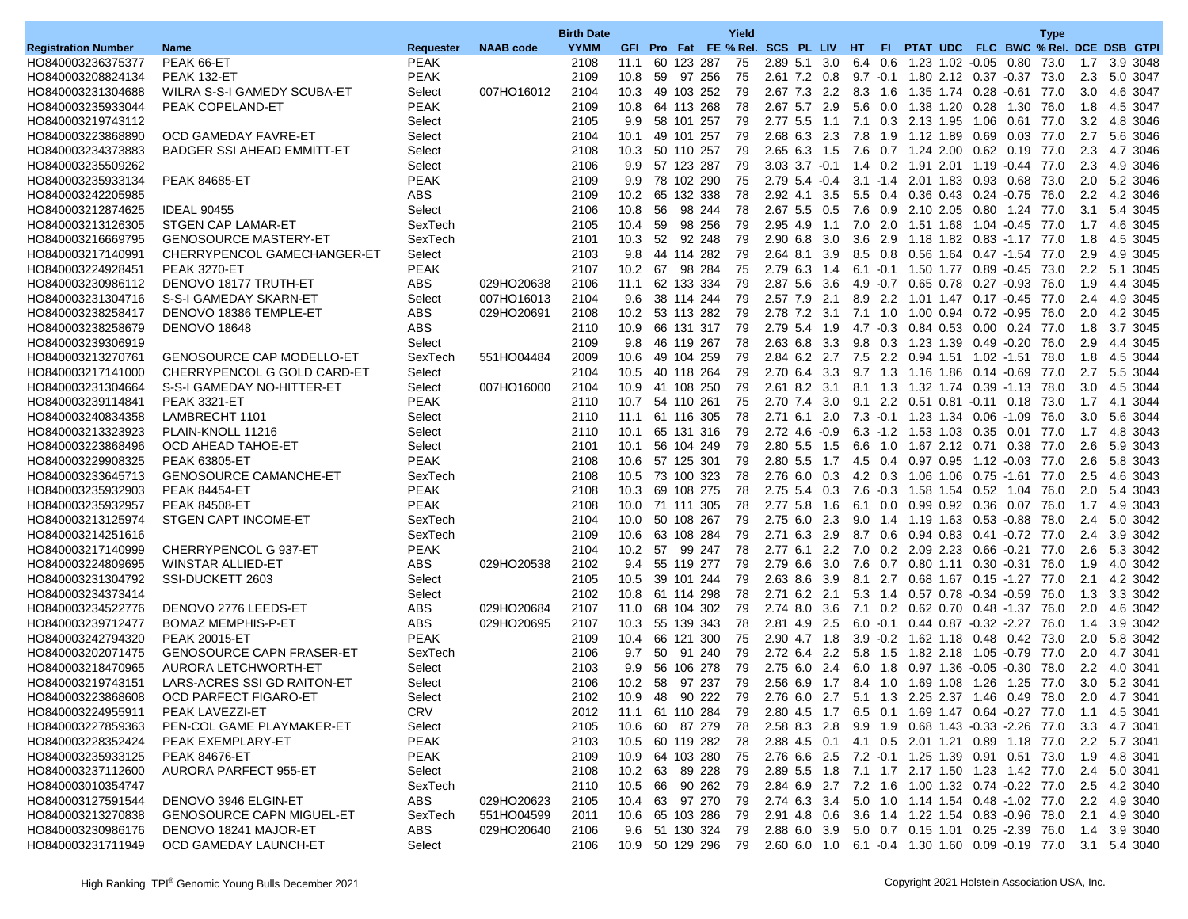| Registration Number | Name | Requester | NAAB code | Birth Date YYMM | GFI | Pro | Fat | FE | Yield % Rel. | SCS | PL | LIV | HT | FI | PTAT | UDC | FLC | BWC | Type % Rel. | DCE | DSB | GTPI |
|---|---|---|---|---|---|---|---|---|---|---|---|---|---|---|---|---|---|---|---|---|---|---|
| HO840003236375377 | PEAK 66-ET | PEAK | | 2108 | 11.1 | 60 | 123 | 287 | 75 | 2.89 | 5.1 | 3.0 | 6.4 | 0.6 | 1.23 | 1.02 | -0.05 | 0.80 | 73.0 | 1.7 | 3.9 | 3048 |
| HO840003208824134 | PEAK 132-ET | PEAK | | 2109 | 10.8 | 59 | 97 | 256 | 75 | 2.61 | 7.2 | 0.8 | 9.7 | -0.1 | 1.80 | 2.12 | 0.37 | -0.37 | 73.0 | 2.3 | 5.0 | 3047 |
| HO840003231304688 | WILRA S-S-I GAMEDY SCUBA-ET | Select | 007HO16012 | 2104 | 10.3 | 49 | 103 | 252 | 79 | 2.67 | 7.3 | 2.2 | 8.3 | 1.6 | 1.35 | 1.74 | 0.28 | -0.61 | 77.0 | 3.0 | 4.6 | 3047 |
| HO840003235933044 | PEAK COPELAND-ET | PEAK | | 2109 | 10.8 | 64 | 113 | 268 | 78 | 2.67 | 5.7 | 2.9 | 5.6 | 0.0 | 1.38 | 1.20 | 0.28 | 1.30 | 76.0 | 1.8 | 4.5 | 3047 |
| HO840003219743112 | | Select | | 2105 | 9.9 | 58 | 101 | 257 | 79 | 2.77 | 5.5 | 1.1 | 7.1 | 0.3 | 2.13 | 1.95 | 1.06 | 0.61 | 77.0 | 3.2 | 4.8 | 3046 |
| HO840003223868890 | OCD GAMEDAY FAVRE-ET | Select | | 2104 | 10.1 | 49 | 101 | 257 | 79 | 2.68 | 6.3 | 2.3 | 7.8 | 1.9 | 1.12 | 1.89 | 0.69 | 0.03 | 77.0 | 2.7 | 5.6 | 3046 |
| HO840003234373883 | BADGER SSI AHEAD EMMITT-ET | Select | | 2108 | 10.3 | 50 | 110 | 257 | 79 | 2.65 | 6.3 | 1.5 | 7.6 | 0.7 | 1.24 | 2.00 | 0.62 | 0.19 | 77.0 | 2.3 | 4.7 | 3046 |
| HO840003235509262 | | Select | | 2106 | 9.9 | 57 | 123 | 287 | 79 | 3.03 | 3.7 | -0.1 | 1.4 | 0.2 | 1.91 | 2.01 | 1.19 | -0.44 | 77.0 | 2.3 | 4.9 | 3046 |
| HO840003235933134 | PEAK 84685-ET | PEAK | | 2109 | 9.9 | 78 | 102 | 290 | 75 | 2.79 | 5.4 | -0.4 | 3.1 | -1.4 | 2.01 | 1.83 | 0.93 | 0.68 | 73.0 | 2.0 | 5.2 | 3046 |
| HO840003242205985 | | ABS | | 2109 | 10.2 | 65 | 132 | 338 | 78 | 2.92 | 4.1 | 3.5 | 5.5 | 0.4 | 0.36 | 0.43 | 0.24 | -0.75 | 76.0 | 2.2 | 4.2 | 3046 |
| HO840003212874625 | IDEAL 90455 | Select | | 2106 | 10.8 | 56 | 98 | 244 | 78 | 2.67 | 5.5 | 0.5 | 7.6 | 0.9 | 2.10 | 2.05 | 0.80 | 1.24 | 77.0 | 3.1 | 5.4 | 3045 |
| HO840003213126305 | STGEN CAP LAMAR-ET | SexTech | | 2105 | 10.4 | 59 | 98 | 256 | 79 | 2.95 | 4.9 | 1.1 | 7.0 | 2.0 | 1.51 | 1.68 | 1.04 | -0.45 | 77.0 | 1.7 | 4.6 | 3045 |
| HO840003216669795 | GENOSOURCE MASTERY-ET | SexTech | | 2101 | 10.3 | 52 | 92 | 248 | 79 | 2.90 | 6.8 | 3.0 | 3.6 | 2.9 | 1.18 | 1.82 | 0.83 | -1.17 | 77.0 | 1.8 | 4.5 | 3045 |
| HO840003217140991 | CHERRYPENCOL GAMECHANGER-ET | Select | | 2103 | 9.8 | 44 | 114 | 282 | 79 | 2.64 | 8.1 | 3.9 | 8.5 | 0.8 | 0.56 | 1.64 | 0.47 | -1.54 | 77.0 | 2.9 | 4.9 | 3045 |
| HO840003224928451 | PEAK 3270-ET | PEAK | | 2107 | 10.2 | 67 | 98 | 284 | 75 | 2.79 | 6.3 | 1.4 | 6.1 | -0.1 | 1.50 | 1.77 | 0.89 | -0.45 | 73.0 | 2.2 | 5.1 | 3045 |
| HO840003230986112 | DENOVO 18177 TRUTH-ET | ABS | 029HO20638 | 2106 | 11.1 | 62 | 133 | 334 | 79 | 2.87 | 5.6 | 3.6 | 4.9 | -0.7 | 0.65 | 0.78 | 0.27 | -0.93 | 76.0 | 1.9 | 4.4 | 3045 |
| HO840003231304716 | S-S-I GAMEDAY SKARN-ET | Select | 007HO16013 | 2104 | 9.6 | 38 | 114 | 244 | 79 | 2.57 | 7.9 | 2.1 | 8.9 | 2.2 | 1.01 | 1.47 | 0.17 | -0.45 | 77.0 | 2.4 | 4.9 | 3045 |
| HO840003238258417 | DENOVO 18386 TEMPLE-ET | ABS | 029HO20691 | 2108 | 10.2 | 53 | 113 | 282 | 79 | 2.78 | 7.2 | 3.1 | 7.1 | 1.0 | 1.00 | 0.94 | 0.72 | -0.95 | 76.0 | 2.0 | 4.2 | 3045 |
| HO840003238258679 | DENOVO 18648 | ABS | | 2110 | 10.9 | 66 | 131 | 317 | 79 | 2.79 | 5.4 | 1.9 | 4.7 | -0.3 | 0.84 | 0.53 | 0.00 | 0.24 | 77.0 | 1.8 | 3.7 | 3045 |
| HO840003239306919 | | Select | | 2109 | 9.8 | 46 | 119 | 267 | 78 | 2.63 | 6.8 | 3.3 | 9.8 | 0.3 | 1.23 | 1.39 | 0.49 | -0.20 | 76.0 | 2.9 | 4.4 | 3045 |
| HO840003213270761 | GENOSOURCE CAP MODELLO-ET | SexTech | 551HO04484 | 2009 | 10.6 | 49 | 104 | 259 | 79 | 2.84 | 6.2 | 2.7 | 7.5 | 2.2 | 0.94 | 1.51 | 1.02 | -1.51 | 78.0 | 1.8 | 4.5 | 3044 |
| HO840003217141000 | CHERRYPENCOL G GOLD CARD-ET | Select | | 2104 | 10.5 | 40 | 118 | 264 | 79 | 2.70 | 6.4 | 3.3 | 9.7 | 1.3 | 1.16 | 1.86 | 0.14 | -0.69 | 77.0 | 2.7 | 5.5 | 3044 |
| HO840003231304664 | S-S-I GAMEDAY NO-HITTER-ET | Select | 007HO16000 | 2104 | 10.9 | 41 | 108 | 250 | 79 | 2.61 | 8.2 | 3.1 | 8.1 | 1.3 | 1.32 | 1.74 | 0.39 | -1.13 | 78.0 | 3.0 | 4.5 | 3044 |
| HO840003239114841 | PEAK 3321-ET | PEAK | | 2110 | 10.7 | 54 | 110 | 261 | 75 | 2.70 | 7.4 | 3.0 | 9.1 | 2.2 | 0.51 | 0.81 | -0.11 | 0.18 | 73.0 | 1.7 | 4.1 | 3044 |
| HO840003240834358 | LAMBRECHT 1101 | Select | | 2110 | 11.1 | 61 | 116 | 305 | 78 | 2.71 | 6.1 | 2.0 | 7.3 | -0.1 | 1.23 | 1.34 | 0.06 | -1.09 | 76.0 | 3.0 | 5.6 | 3044 |
| HO840003213323923 | PLAIN-KNOLL 11216 | Select | | 2110 | 10.1 | 65 | 131 | 316 | 79 | 2.72 | 4.6 | -0.9 | 6.3 | -1.2 | 1.53 | 1.03 | 0.35 | 0.01 | 77.0 | 1.7 | 4.8 | 3043 |
| HO840003223868496 | OCD AHEAD TAHOE-ET | Select | | 2101 | 10.1 | 56 | 104 | 249 | 79 | 2.80 | 5.5 | 1.5 | 6.6 | 1.0 | 1.67 | 2.12 | 0.71 | 0.38 | 77.0 | 2.6 | 5.9 | 3043 |
| HO840003229908325 | PEAK 63805-ET | PEAK | | 2108 | 10.6 | 57 | 125 | 301 | 79 | 2.80 | 5.5 | 1.7 | 4.5 | 0.4 | 0.97 | 0.95 | 1.12 | -0.03 | 77.0 | 2.6 | 5.8 | 3043 |
| HO840003233645713 | GENOSOURCE CAMANCHE-ET | SexTech | | 2108 | 10.5 | 73 | 100 | 323 | 78 | 2.76 | 6.0 | 0.3 | 4.2 | 0.3 | 1.06 | 1.06 | 0.75 | -1.61 | 77.0 | 2.5 | 4.6 | 3043 |
| HO840003235932903 | PEAK 84454-ET | PEAK | | 2108 | 10.3 | 69 | 108 | 275 | 78 | 2.75 | 5.4 | 0.3 | 7.6 | -0.3 | 1.58 | 1.54 | 0.52 | 1.04 | 76.0 | 2.0 | 5.4 | 3043 |
| HO840003235932957 | PEAK 84508-ET | PEAK | | 2108 | 10.0 | 71 | 111 | 305 | 78 | 2.77 | 5.8 | 1.6 | 6.1 | 0.0 | 0.99 | 0.92 | 0.36 | 0.07 | 76.0 | 1.7 | 4.9 | 3043 |
| HO840003213125974 | STGEN CAPT INCOME-ET | SexTech | | 2104 | 10.0 | 50 | 108 | 267 | 79 | 2.75 | 6.0 | 2.3 | 9.0 | 1.4 | 1.19 | 1.63 | 0.53 | -0.88 | 78.0 | 2.4 | 5.0 | 3042 |
| HO840003214251616 | | SexTech | | 2109 | 10.6 | 63 | 108 | 284 | 79 | 2.71 | 6.3 | 2.9 | 8.7 | 0.6 | 0.94 | 0.83 | 0.41 | -0.72 | 77.0 | 2.4 | 3.9 | 3042 |
| HO840003217140999 | CHERRYPENCOL G 937-ET | PEAK | | 2104 | 10.2 | 57 | 99 | 247 | 78 | 2.77 | 6.1 | 2.2 | 7.0 | 0.2 | 2.09 | 2.23 | 0.66 | -0.21 | 77.0 | 2.6 | 5.3 | 3042 |
| HO840003224809695 | WINSTAR ALLIED-ET | ABS | 029HO20538 | 2102 | 9.4 | 55 | 119 | 277 | 79 | 2.79 | 6.6 | 3.0 | 7.6 | 0.7 | 0.80 | 1.11 | 0.30 | -0.31 | 76.0 | 1.9 | 4.0 | 3042 |
| HO840003231304792 | SSI-DUCKETT 2603 | Select | | 2105 | 10.5 | 39 | 101 | 244 | 79 | 2.63 | 8.6 | 3.9 | 8.1 | 2.7 | 0.68 | 1.67 | 0.15 | -1.27 | 77.0 | 2.1 | 4.2 | 3042 |
| HO840003234373414 | | Select | | 2102 | 10.8 | 61 | 114 | 298 | 78 | 2.71 | 6.2 | 2.1 | 5.3 | 1.4 | 0.57 | 0.78 | -0.34 | -0.59 | 76.0 | 1.3 | 3.3 | 3042 |
| HO840003234522776 | DENOVO 2776 LEEDS-ET | ABS | 029HO20684 | 2107 | 11.0 | 68 | 104 | 302 | 79 | 2.74 | 8.0 | 3.6 | 7.1 | 0.2 | 0.62 | 0.70 | 0.48 | -1.37 | 76.0 | 2.0 | 4.6 | 3042 |
| HO840003239712477 | BOMAZ MEMPHIS-P-ET | ABS | 029HO20695 | 2107 | 10.3 | 55 | 139 | 343 | 78 | 2.81 | 4.9 | 2.5 | 6.0 | -0.1 | 0.44 | 0.87 | -0.32 | -2.27 | 76.0 | 1.4 | 3.9 | 3042 |
| HO840003242794320 | PEAK 20015-ET | PEAK | | 2109 | 10.4 | 66 | 121 | 300 | 75 | 2.90 | 4.7 | 1.8 | 3.9 | -0.2 | 1.62 | 1.18 | 0.48 | 0.42 | 73.0 | 2.0 | 5.8 | 3042 |
| HO840003202071475 | GENOSOURCE CAPN FRASER-ET | SexTech | | 2106 | 9.7 | 50 | 91 | 240 | 79 | 2.72 | 6.4 | 2.2 | 5.8 | 1.5 | 1.82 | 2.18 | 1.05 | -0.79 | 77.0 | 2.0 | 4.7 | 3041 |
| HO840003218470965 | AURORA LETCHWORTH-ET | Select | | 2103 | 9.9 | 56 | 106 | 278 | 79 | 2.75 | 6.0 | 2.4 | 6.0 | 1.8 | 0.97 | 1.36 | -0.05 | -0.30 | 78.0 | 2.2 | 4.0 | 3041 |
| HO840003219743151 | LARS-ACRES SSI GD RAITON-ET | Select | | 2106 | 10.2 | 58 | 97 | 237 | 79 | 2.56 | 6.9 | 1.7 | 8.4 | 1.0 | 1.69 | 1.08 | 1.26 | 1.25 | 77.0 | 3.0 | 5.2 | 3041 |
| HO840003223868608 | OCD PARFECT FIGARO-ET | Select | | 2102 | 10.9 | 48 | 90 | 222 | 79 | 2.76 | 6.0 | 2.7 | 5.1 | 1.3 | 2.25 | 2.37 | 1.46 | 0.49 | 78.0 | 2.0 | 4.7 | 3041 |
| HO840003224955911 | PEAK LAVEZZI-ET | CRV | | 2012 | 11.1 | 61 | 110 | 284 | 79 | 2.80 | 4.5 | 1.7 | 6.5 | 0.1 | 1.69 | 1.47 | 0.64 | -0.27 | 77.0 | 1.1 | 4.5 | 3041 |
| HO840003227859363 | PEN-COL GAME PLAYMAKER-ET | Select | | 2105 | 10.6 | 60 | 87 | 279 | 78 | 2.58 | 8.3 | 2.8 | 9.9 | 1.9 | 0.68 | 1.43 | -0.33 | -2.26 | 77.0 | 3.3 | 4.7 | 3041 |
| HO840003228352424 | PEAK EXEMPLARY-ET | PEAK | | 2103 | 10.5 | 60 | 119 | 282 | 78 | 2.88 | 4.5 | 0.1 | 4.1 | 0.5 | 2.01 | 1.21 | 0.89 | 1.18 | 77.0 | 2.2 | 5.7 | 3041 |
| HO840003235933125 | PEAK 84676-ET | PEAK | | 2109 | 10.9 | 64 | 103 | 280 | 75 | 2.76 | 6.6 | 2.5 | 7.2 | -0.1 | 1.25 | 1.39 | 0.91 | 0.51 | 73.0 | 1.9 | 4.8 | 3041 |
| HO840003237112600 | AURORA PARFECT 955-ET | Select | | 2108 | 10.2 | 63 | 89 | 228 | 79 | 2.89 | 5.5 | 1.8 | 7.1 | 1.7 | 2.17 | 1.50 | 1.23 | 1.42 | 77.0 | 2.4 | 5.0 | 3041 |
| HO840003010354747 | | SexTech | | 2110 | 10.5 | 66 | 90 | 262 | 79 | 2.84 | 6.9 | 2.7 | 7.2 | 1.6 | 1.00 | 1.32 | 0.74 | -0.22 | 77.0 | 2.5 | 4.2 | 3040 |
| HO840003127591544 | DENOVO 3946 ELGIN-ET | ABS | 029HO20623 | 2105 | 10.4 | 63 | 97 | 270 | 79 | 2.74 | 6.3 | 3.4 | 5.0 | 1.0 | 1.14 | 1.54 | 0.48 | -1.02 | 77.0 | 2.2 | 4.9 | 3040 |
| HO840003213270838 | GENOSOURCE CAPN MIGUEL-ET | SexTech | 551HO04599 | 2011 | 10.6 | 65 | 103 | 286 | 79 | 2.91 | 4.8 | 0.6 | 3.6 | 1.4 | 1.22 | 1.54 | 0.83 | -0.96 | 78.0 | 2.1 | 4.9 | 3040 |
| HO840003230986176 | DENOVO 18241 MAJOR-ET | ABS | 029HO20640 | 2106 | 9.6 | 51 | 130 | 324 | 79 | 2.88 | 6.0 | 3.9 | 5.0 | 0.7 | 0.15 | 1.01 | 0.25 | -2.39 | 76.0 | 1.4 | 3.9 | 3040 |
| HO840003231711949 | OCD GAMEDAY LAUNCH-ET | Select | | 2106 | 10.9 | 50 | 129 | 296 | 79 | 2.60 | 6.0 | 1.0 | 6.1 | -0.4 | 1.30 | 1.60 | 0.09 | -0.19 | 77.0 | 3.1 | 5.4 | 3040 |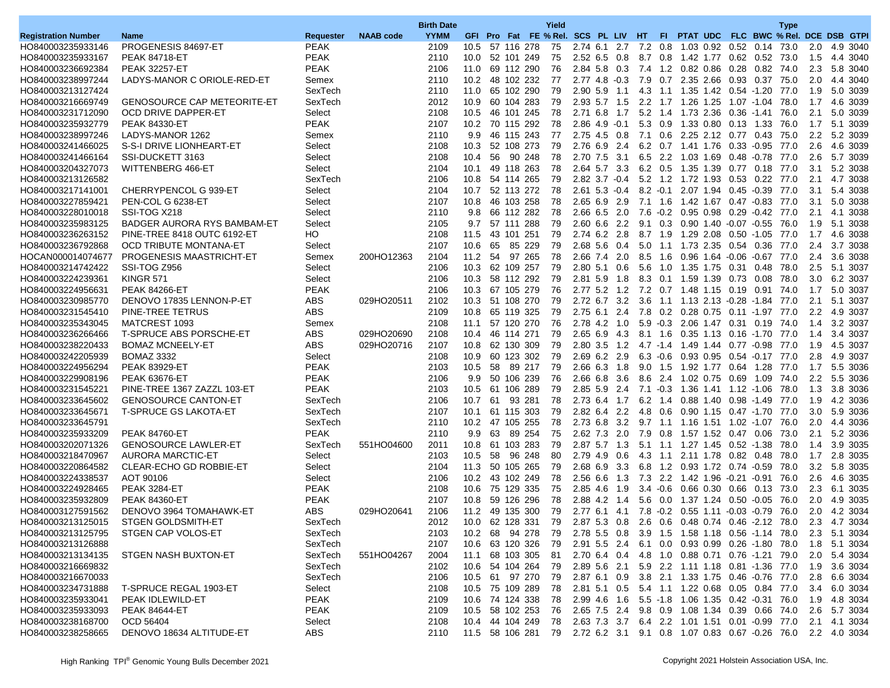| Registration Number | Name | Requester | NAAB code | Birth Date YYMM | GFI | Pro | Fat | FE | Yield % Rel. | SCS | PL | LIV | HT | FI | PTAT | UDC | FLC | BWC | Type % Rel. | DCE | DSB | GTPI |
|---|---|---|---|---|---|---|---|---|---|---|---|---|---|---|---|---|---|---|---|---|---|---|
| HO840003235933146 | PROGENESIS 84697-ET | PEAK | | 2109 | 10.5 | 57 | 116 | 278 | 75 | 2.74 | 6.1 | 2.7 | 7.2 | 0.8 | 1.03 | 0.92 | 0.52 | 0.14 | 73.0 | 2.0 | 4.9 | 3040 |
| HO840003235933167 | PEAK 84718-ET | PEAK | | 2110 | 10.0 | 52 | 101 | 249 | 75 | 2.52 | 6.5 | 0.8 | 8.7 | 0.8 | 1.42 | 1.77 | 0.62 | 0.52 | 73.0 | 1.5 | 4.4 | 3040 |
| HO840003236692384 | PEAK 32257-ET | PEAK | | 2106 | 11.0 | 69 | 112 | 290 | 76 | 2.84 | 5.8 | 0.3 | 7.4 | 1.2 | 0.82 | 0.86 | 0.28 | 0.82 | 74.0 | 2.3 | 5.8 | 3040 |
| HO840003238997244 | LADYS-MANOR C ORIOLE-RED-ET | Semex | | 2110 | 10.2 | 48 | 102 | 232 | 77 | 2.77 | 4.8 | -0.3 | 7.9 | 0.7 | 2.35 | 2.66 | 0.93 | 0.37 | 75.0 | 2.0 | 4.4 | 3040 |
| HO840003213127424 | | SexTech | | 2110 | 11.0 | 65 | 102 | 290 | 79 | 2.90 | 5.9 | 1.1 | 4.3 | 1.1 | 1.35 | 1.42 | 0.54 | -1.20 | 77.0 | 1.9 | 5.0 | 3039 |
| HO840003216669749 | GENOSOURCE CAP METEORITE-ET | SexTech | | 2012 | 10.9 | 60 | 104 | 283 | 79 | 2.93 | 5.7 | 1.5 | 2.2 | 1.7 | 1.26 | 1.25 | 1.07 | -1.04 | 78.0 | 1.7 | 4.6 | 3039 |
| HO840003231712090 | OCD DRIVE DAPPER-ET | Select | | 2108 | 10.5 | 46 | 101 | 245 | 78 | 2.71 | 6.8 | 1.7 | 5.2 | 1.4 | 1.73 | 2.36 | 0.36 | -1.41 | 76.0 | 2.1 | 5.0 | 3039 |
| HO840003235932779 | PEAK 84330-ET | PEAK | | 2107 | 10.2 | 70 | 115 | 292 | 78 | 2.86 | 4.9 | -0.1 | 5.3 | 0.9 | 1.33 | 0.80 | 0.13 | 1.33 | 76.0 | 1.7 | 5.1 | 3039 |
| HO840003238997246 | LADYS-MANOR 1262 | Semex | | 2110 | 9.9 | 46 | 115 | 243 | 77 | 2.75 | 4.5 | 0.8 | 7.1 | 0.6 | 2.25 | 2.12 | 0.77 | 0.43 | 75.0 | 2.2 | 5.2 | 3039 |
| HO840003241466025 | S-S-I DRIVE LIONHEART-ET | Select | | 2108 | 10.3 | 52 | 108 | 273 | 79 | 2.76 | 6.9 | 2.4 | 6.2 | 0.7 | 1.41 | 1.76 | 0.33 | -0.95 | 77.0 | 2.6 | 4.6 | 3039 |
| HO840003241466164 | SSI-DUCKETT 3163 | Select | | 2108 | 10.4 | 56 | 90 | 248 | 78 | 2.70 | 7.5 | 3.1 | 6.5 | 2.2 | 1.03 | 1.69 | 0.48 | -0.78 | 77.0 | 2.6 | 5.7 | 3039 |
| HO840003204327073 | WITTENBERG 466-ET | Select | | 2104 | 10.1 | 49 | 118 | 263 | 78 | 2.64 | 5.7 | 3.3 | 6.2 | 0.5 | 1.35 | 1.39 | 0.77 | 0.18 | 77.0 | 3.1 | 5.2 | 3038 |
| HO840003213126582 | | SexTech | | 2106 | 10.8 | 54 | 114 | 265 | 79 | 2.82 | 3.7 | -0.4 | 5.2 | 1.2 | 1.72 | 1.93 | 0.53 | 0.22 | 77.0 | 2.1 | 4.7 | 3038 |
| HO840003217141001 | CHERRYPENCOL G 939-ET | Select | | 2104 | 10.7 | 52 | 113 | 272 | 78 | 2.61 | 5.3 | -0.4 | 8.2 | -0.1 | 2.07 | 1.94 | 0.45 | -0.39 | 77.0 | 3.1 | 5.4 | 3038 |
| HO840003227859421 | PEN-COL G 6238-ET | Select | | 2107 | 10.8 | 46 | 103 | 258 | 78 | 2.65 | 6.9 | 2.9 | 7.1 | 1.6 | 1.42 | 1.67 | 0.47 | -0.83 | 77.0 | 3.1 | 5.0 | 3038 |
| HO840003228010018 | SSI-TOG X218 | Select | | 2110 | 9.8 | 66 | 112 | 282 | 78 | 2.66 | 6.5 | 2.0 | 7.6 | -0.2 | 0.95 | 0.98 | 0.29 | -0.42 | 77.0 | 2.1 | 4.1 | 3038 |
| HO840003235983125 | BADGER AURORA RYS BAMBAM-ET | Select | | 2105 | 9.7 | 57 | 111 | 288 | 79 | 2.60 | 6.6 | 2.2 | 9.1 | 0.3 | 0.90 | 1.40 | -0.07 | -0.55 | 76.0 | 1.9 | 5.1 | 3038 |
| HO840003236263152 | PINE-TREE 8418 OUTC 6192-ET | HO | | 2108 | 11.5 | 43 | 101 | 251 | 79 | 2.74 | 6.2 | 2.8 | 8.7 | 1.9 | 1.29 | 2.08 | 0.50 | -1.05 | 77.0 | 1.7 | 4.6 | 3038 |
| HO840003236792868 | OCD TRIBUTE MONTANA-ET | Select | | 2107 | 10.6 | 65 | 85 | 229 | 79 | 2.68 | 5.6 | 0.4 | 5.0 | 1.1 | 1.73 | 2.35 | 0.54 | 0.36 | 77.0 | 2.4 | 3.7 | 3038 |
| HOCAN000014074677 | PROGENESIS MAASTRICHT-ET | Semex | 200HO12363 | 2104 | 11.2 | 54 | 97 | 265 | 78 | 2.66 | 7.4 | 2.0 | 8.5 | 1.6 | 0.96 | 1.64 | -0.06 | -0.67 | 77.0 | 2.4 | 3.6 | 3038 |
| HO840003214742422 | SSI-TOG Z956 | Select | | 2106 | 10.3 | 62 | 109 | 257 | 79 | 2.80 | 5.1 | 0.6 | 5.6 | 1.0 | 1.35 | 1.75 | 0.31 | 0.48 | 78.0 | 2.5 | 5.1 | 3037 |
| HO840003224239361 | KINGR 571 | Select | | 2106 | 10.3 | 58 | 112 | 292 | 79 | 2.81 | 5.9 | 1.8 | 8.3 | 0.1 | 1.59 | 1.39 | 0.73 | 0.08 | 78.0 | 3.0 | 6.2 | 3037 |
| HO840003224956631 | PEAK 84266-ET | PEAK | | 2106 | 10.3 | 67 | 105 | 279 | 76 | 2.77 | 5.2 | 1.2 | 7.2 | 0.7 | 1.48 | 1.15 | 0.19 | 0.91 | 74.0 | 1.7 | 5.0 | 3037 |
| HO840003230985770 | DENOVO 17835 LENNON-P-ET | ABS | 029HO20511 | 2102 | 10.3 | 51 | 108 | 270 | 79 | 2.72 | 6.7 | 3.2 | 3.6 | 1.1 | 1.13 | 2.13 | -0.28 | -1.84 | 77.0 | 2.1 | 5.1 | 3037 |
| HO840003231545410 | PINE-TREE TETRUS | ABS | | 2109 | 10.8 | 65 | 119 | 325 | 79 | 2.75 | 6.1 | 2.4 | 7.8 | 0.2 | 0.28 | 0.75 | 0.11 | -1.97 | 77.0 | 2.2 | 4.9 | 3037 |
| HO840003235343045 | MATCREST 1093 | Semex | | 2108 | 11.1 | 57 | 120 | 270 | 76 | 2.78 | 4.2 | 1.0 | 5.9 | -0.3 | 2.06 | 1.47 | 0.31 | 0.19 | 74.0 | 1.4 | 3.2 | 3037 |
| HO840003236266466 | T-SPRUCE ABS PORSCHE-ET | ABS | 029HO20690 | 2108 | 10.4 | 46 | 114 | 271 | 79 | 2.65 | 6.9 | 4.3 | 8.1 | 1.6 | 0.35 | 1.13 | 0.16 | -1.70 | 77.0 | 1.4 | 3.4 | 3037 |
| HO840003238220433 | BOMAZ MCNEELY-ET | ABS | 029HO20716 | 2107 | 10.8 | 62 | 130 | 309 | 79 | 2.80 | 3.5 | 1.2 | 4.7 | -1.4 | 1.49 | 1.44 | 0.77 | -0.98 | 77.0 | 1.9 | 4.5 | 3037 |
| HO840003242205939 | BOMAZ 3332 | Select | | 2108 | 10.9 | 60 | 123 | 302 | 79 | 2.69 | 6.2 | 2.9 | 6.3 | -0.6 | 0.93 | 0.95 | 0.54 | -0.17 | 77.0 | 2.8 | 4.9 | 3037 |
| HO840003224956294 | PEAK 83929-ET | PEAK | | 2103 | 10.5 | 58 | 89 | 217 | 79 | 2.66 | 6.3 | 1.8 | 9.0 | 1.5 | 1.92 | 1.77 | 0.64 | 1.28 | 77.0 | 1.7 | 5.5 | 3036 |
| HO840003229908196 | PEAK 63676-ET | PEAK | | 2106 | 9.9 | 50 | 106 | 239 | 76 | 2.66 | 6.8 | 3.6 | 8.6 | 2.4 | 1.02 | 0.75 | 0.69 | 1.09 | 74.0 | 2.2 | 5.5 | 3036 |
| HO840003231545221 | PINE-TREE 1367 ZAZZL 103-ET | PEAK | | 2103 | 10.5 | 61 | 106 | 289 | 79 | 2.85 | 5.9 | 2.4 | 7.1 | -0.3 | 1.36 | 1.41 | 1.12 | -1.06 | 78.0 | 1.3 | 3.8 | 3036 |
| HO840003233645602 | GENOSOURCE CANTON-ET | SexTech | | 2106 | 10.7 | 61 | 93 | 281 | 78 | 2.73 | 6.4 | 1.7 | 6.2 | 1.4 | 0.88 | 1.40 | 0.98 | -1.49 | 77.0 | 1.9 | 4.2 | 3036 |
| HO840003233645671 | T-SPRUCE GS LAKOTA-ET | SexTech | | 2107 | 10.1 | 61 | 115 | 303 | 79 | 2.82 | 6.4 | 2.2 | 4.8 | 0.6 | 0.90 | 1.15 | 0.47 | -1.70 | 77.0 | 3.0 | 5.9 | 3036 |
| HO840003233645791 | | SexTech | | 2110 | 10.2 | 47 | 105 | 255 | 78 | 2.73 | 6.8 | 3.2 | 9.7 | 1.1 | 1.16 | 1.51 | 1.02 | -1.07 | 76.0 | 2.0 | 4.4 | 3036 |
| HO840003235933209 | PEAK 84760-ET | PEAK | | 2110 | 9.9 | 63 | 89 | 254 | 75 | 2.62 | 7.3 | 2.0 | 7.9 | 0.8 | 1.57 | 1.52 | 0.47 | 0.06 | 73.0 | 2.1 | 5.2 | 3036 |
| HO840003202071326 | GENOSOURCE LAWLER-ET | SexTech | 551HO04600 | 2011 | 10.8 | 61 | 103 | 283 | 79 | 2.87 | 5.7 | 1.3 | 5.1 | 1.1 | 1.27 | 1.45 | 0.52 | -1.38 | 78.0 | 1.4 | 3.9 | 3035 |
| HO840003218470967 | AURORA MARCTIC-ET | Select | | 2103 | 10.5 | 58 | 96 | 248 | 80 | 2.79 | 4.9 | 0.6 | 4.3 | 1.1 | 2.11 | 1.78 | 0.82 | 0.48 | 78.0 | 1.7 | 2.8 | 3035 |
| HO840003220864582 | CLEAR-ECHO GD ROBBIE-ET | Select | | 2104 | 11.3 | 50 | 105 | 265 | 79 | 2.68 | 6.9 | 3.3 | 6.8 | 1.2 | 0.93 | 1.72 | 0.74 | -0.59 | 78.0 | 3.2 | 5.8 | 3035 |
| HO840003224338537 | AOT 90106 | Select | | 2106 | 10.2 | 43 | 102 | 249 | 78 | 2.56 | 6.6 | 1.3 | 7.3 | 2.2 | 1.42 | 1.96 | -0.21 | -0.91 | 76.0 | 2.6 | 4.6 | 3035 |
| HO840003224928465 | PEAK 3284-ET | PEAK | | 2108 | 10.6 | 75 | 129 | 335 | 75 | 2.85 | 4.6 | 1.9 | 3.4 | -0.6 | 0.66 | 0.30 | 0.66 | 0.13 | 73.0 | 2.3 | 6.1 | 3035 |
| HO840003235932809 | PEAK 84360-ET | PEAK | | 2107 | 10.8 | 59 | 126 | 296 | 78 | 2.88 | 4.2 | 1.4 | 5.6 | 0.0 | 1.37 | 1.24 | 0.50 | -0.05 | 76.0 | 2.0 | 4.9 | 3035 |
| HO840003127591562 | DENOVO 3964 TOMAHAWK-ET | ABS | 029HO20641 | 2106 | 11.2 | 49 | 135 | 300 | 79 | 2.77 | 6.1 | 4.1 | 7.8 | -0.2 | 0.55 | 1.11 | -0.03 | -0.79 | 76.0 | 2.0 | 4.2 | 3034 |
| HO840003213125015 | STGEN GOLDSMITH-ET | SexTech | | 2012 | 10.0 | 62 | 128 | 331 | 79 | 2.87 | 5.3 | 0.8 | 2.6 | 0.6 | 0.48 | 0.74 | 0.46 | -2.12 | 78.0 | 2.3 | 4.7 | 3034 |
| HO840003213125795 | STGEN CAP VOLOS-ET | SexTech | | 2103 | 10.2 | 68 | 94 | 278 | 79 | 2.78 | 5.5 | 0.8 | 3.9 | 1.5 | 1.58 | 1.18 | 0.56 | -1.14 | 78.0 | 2.3 | 5.1 | 3034 |
| HO840003213126888 | | SexTech | | 2107 | 10.6 | 63 | 120 | 326 | 79 | 2.91 | 5.5 | 2.4 | 6.1 | 0.0 | 0.93 | 0.99 | 0.26 | -1.80 | 78.0 | 1.8 | 5.1 | 3034 |
| HO840003213134135 | STGEN NASH BUXTON-ET | SexTech | 551HO04267 | 2004 | 11.1 | 68 | 103 | 305 | 81 | 2.70 | 6.4 | 0.4 | 4.8 | 1.0 | 0.88 | 0.71 | 0.76 | -1.21 | 79.0 | 2.0 | 5.4 | 3034 |
| HO840003216669832 | | SexTech | | 2102 | 10.6 | 54 | 104 | 264 | 79 | 2.89 | 5.6 | 2.1 | 5.9 | 2.2 | 1.11 | 1.18 | 0.81 | -1.36 | 77.0 | 1.9 | 3.6 | 3034 |
| HO840003216670033 | | SexTech | | 2106 | 10.5 | 61 | 97 | 270 | 79 | 2.87 | 6.1 | 0.9 | 3.8 | 2.1 | 1.33 | 1.75 | 0.46 | -0.76 | 77.0 | 2.8 | 6.6 | 3034 |
| HO840003234731888 | T-SPRUCE REGAL 1903-ET | Select | | 2108 | 10.5 | 75 | 109 | 289 | 78 | 2.81 | 5.1 | 0.5 | 5.4 | 1.1 | 1.22 | 0.68 | 0.05 | 0.84 | 77.0 | 3.4 | 6.0 | 3034 |
| HO840003235933041 | PEAK IDLEWILD-ET | PEAK | | 2109 | 10.6 | 74 | 124 | 338 | 78 | 2.99 | 4.6 | 1.6 | 5.5 | -1.8 | 1.06 | 1.35 | 0.42 | -0.31 | 76.0 | 1.9 | 4.8 | 3034 |
| HO840003235933093 | PEAK 84644-ET | PEAK | | 2109 | 10.5 | 58 | 102 | 253 | 76 | 2.65 | 7.5 | 2.4 | 9.8 | 0.9 | 1.08 | 1.34 | 0.39 | 0.66 | 74.0 | 2.6 | 5.7 | 3034 |
| HO840003238168700 | OCD 56404 | Select | | 2108 | 10.4 | 44 | 104 | 249 | 78 | 2.63 | 7.3 | 3.7 | 6.4 | 2.2 | 1.01 | 1.51 | 0.01 | -0.99 | 77.0 | 2.1 | 4.1 | 3034 |
| HO840003238258665 | DENOVO 18634 ALTITUDE-ET | ABS | | 2110 | 11.5 | 58 | 106 | 281 | 79 | 2.72 | 6.2 | 3.1 | 9.1 | 0.8 | 1.07 | 0.83 | 0.67 | -0.26 | 76.0 | 2.2 | 4.0 | 3034 |

High Ranking TPI® Genomic Young Bulls December 2021

Copyright 2021 Holstein Association USA, Inc.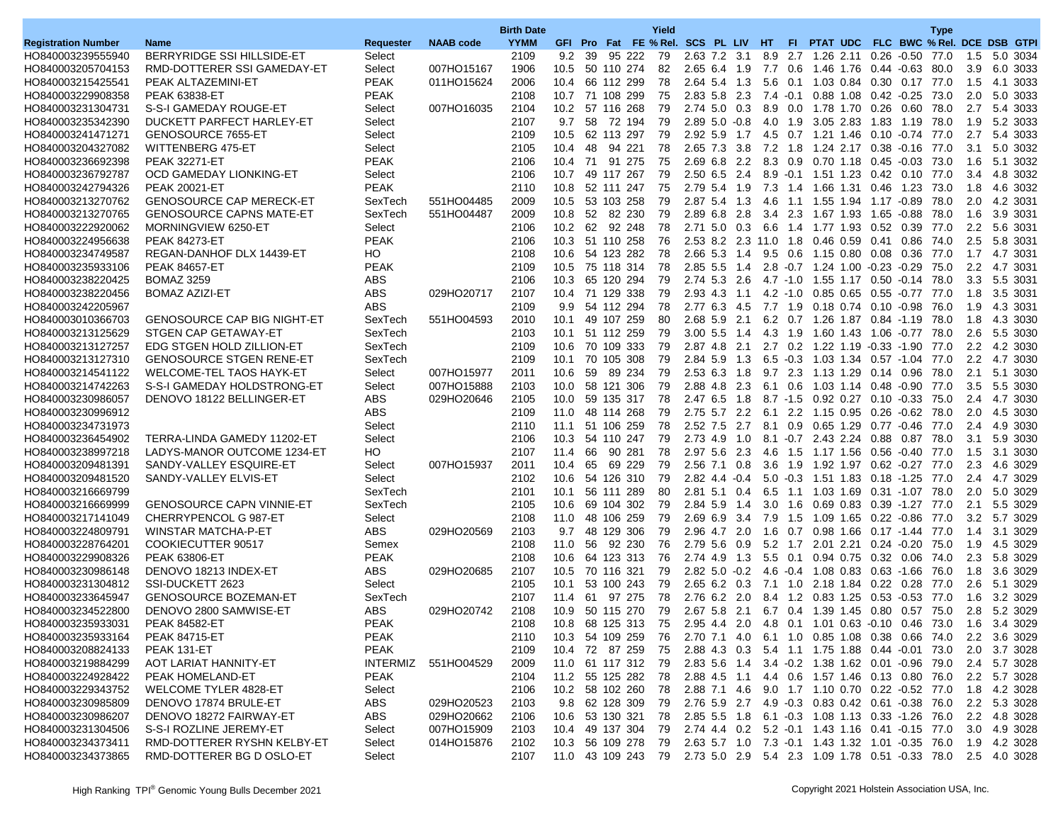| Registration Number | Name | Requester | NAAB code | Birth Date YYMM | GFI | Pro | Fat | FE | Yield % Rel. | SCS | PL | LIV | HT | FI | PTAT | UDC | FLC | BWC | Type % Rel. | DCE | DSB | GTPI |
|---|---|---|---|---|---|---|---|---|---|---|---|---|---|---|---|---|---|---|---|---|---|---|
| HO840003239555940 | BERRYRIDGE SSI HILLSIDE-ET | Select | | 2109 | 9.2 | 39 | 95 | 222 | 79 | 2.63 | 7.2 | 3.1 | 8.9 | 2.7 | 1.26 | 2.11 | 0.26 | -0.50 | 77.0 | 1.5 | 5.0 | 3034 |
| HO840003205704153 | RMD-DOTTERER SSI GAMEDAY-ET | Select | 007HO15167 | 1906 | 10.5 | 50 | 110 | 274 | 82 | 2.65 | 6.4 | 1.9 | 7.7 | 0.6 | 1.46 | 1.76 | 0.44 | -0.63 | 80.0 | 3.9 | 6.0 | 3033 |
| HO840003215425541 | PEAK ALTAZEMINI-ET | PEAK | 011HO15624 | 2006 | 10.4 | 66 | 112 | 299 | 78 | 2.64 | 5.4 | 1.3 | 5.6 | 0.1 | 1.03 | 0.84 | 0.30 | 0.17 | 77.0 | 1.5 | 4.1 | 3033 |
| HO840003229908358 | PEAK 63838-ET | PEAK | | 2108 | 10.7 | 71 | 108 | 299 | 75 | 2.83 | 5.8 | 2.3 | 7.4 | -0.1 | 0.88 | 1.08 | 0.42 | -0.25 | 73.0 | 2.0 | 5.0 | 3033 |
| HO840003231304731 | S-S-I GAMEDAY ROUGE-ET | Select | 007HO16035 | 2104 | 10.2 | 57 | 116 | 268 | 79 | 2.74 | 5.0 | 0.3 | 8.9 | 0.0 | 1.78 | 1.70 | 0.26 | 0.60 | 78.0 | 2.7 | 5.4 | 3033 |
| HO840003235342390 | DUCKETT PARFECT HARLEY-ET | Select | | 2107 | 9.7 | 58 | 72 | 194 | 79 | 2.89 | 5.0 | -0.8 | 4.0 | 1.9 | 3.05 | 2.83 | 1.83 | 1.19 | 78.0 | 1.9 | 5.2 | 3033 |
| HO840003241471271 | GENOSOURCE 7655-ET | Select | | 2109 | 10.5 | 62 | 113 | 297 | 79 | 2.92 | 5.9 | 1.7 | 4.5 | 0.7 | 1.21 | 1.46 | 0.10 | -0.74 | 77.0 | 2.7 | 5.4 | 3033 |
| HO840003204327082 | WITTENBERG 475-ET | Select | | 2105 | 10.4 | 48 | 94 | 221 | 78 | 2.65 | 7.3 | 3.8 | 7.2 | 1.8 | 1.24 | 2.17 | 0.38 | -0.16 | 77.0 | 3.1 | 5.0 | 3032 |
| HO840003236692398 | PEAK 32271-ET | PEAK | | 2106 | 10.4 | 71 | 91 | 275 | 75 | 2.69 | 6.8 | 2.2 | 8.3 | 0.9 | 0.70 | 1.18 | 0.45 | -0.03 | 73.0 | 1.6 | 5.1 | 3032 |
| HO840003236792787 | OCD GAMEDAY LIONKING-ET | Select | | 2106 | 10.7 | 49 | 117 | 267 | 79 | 2.50 | 6.5 | 2.4 | 8.9 | -0.1 | 1.51 | 1.23 | 0.42 | 0.10 | 77.0 | 3.4 | 4.8 | 3032 |
| HO840003242794326 | PEAK 20021-ET | PEAK | | 2110 | 10.8 | 52 | 111 | 247 | 75 | 2.79 | 5.4 | 1.9 | 7.3 | 1.4 | 1.66 | 1.31 | 0.46 | 1.23 | 73.0 | 1.8 | 4.6 | 3032 |
| HO840003213270762 | GENOSOURCE CAP MERECK-ET | SexTech | 551HO04485 | 2009 | 10.5 | 53 | 103 | 258 | 79 | 2.87 | 5.4 | 1.3 | 4.6 | 1.1 | 1.55 | 1.94 | 1.17 | -0.89 | 78.0 | 2.0 | 4.2 | 3031 |
| HO840003213270765 | GENOSOURCE CAPNS MATE-ET | SexTech | 551HO04487 | 2009 | 10.8 | 52 | 82 | 230 | 79 | 2.89 | 6.8 | 2.8 | 3.4 | 2.3 | 1.67 | 1.93 | 1.65 | -0.88 | 78.0 | 1.6 | 3.9 | 3031 |
| HO840003222920062 | MORNINGVIEW 6250-ET | Select | | 2106 | 10.2 | 62 | 92 | 248 | 78 | 2.71 | 5.0 | 0.3 | 6.6 | 1.4 | 1.77 | 1.93 | 0.52 | 0.39 | 77.0 | 2.2 | 5.6 | 3031 |
| HO840003224956638 | PEAK 84273-ET | PEAK | | 2106 | 10.3 | 51 | 110 | 258 | 76 | 2.53 | 8.2 | 2.3 | 11.0 | 1.8 | 0.46 | 0.59 | 0.41 | 0.86 | 74.0 | 2.5 | 5.8 | 3031 |
| HO840003234749587 | REGAN-DANHOF DLX 14439-ET | HO | | 2108 | 10.6 | 54 | 123 | 282 | 78 | 2.66 | 5.3 | 1.4 | 9.5 | 0.6 | 1.15 | 0.80 | 0.08 | 0.36 | 77.0 | 1.7 | 4.7 | 3031 |
| HO840003235933106 | PEAK 84657-ET | PEAK | | 2109 | 10.5 | 75 | 118 | 314 | 78 | 2.85 | 5.5 | 1.4 | 2.8 | -0.7 | 1.24 | 1.00 | -0.23 | -0.29 | 75.0 | 2.2 | 4.7 | 3031 |
| HO840003238220425 | BOMAZ 3259 | ABS | | 2106 | 10.3 | 65 | 120 | 294 | 79 | 2.74 | 5.3 | 2.6 | 4.7 | -1.0 | 1.55 | 1.17 | 0.50 | -0.14 | 78.0 | 3.3 | 5.5 | 3031 |
| HO840003238220456 | BOMAZ AZIZI-ET | ABS | 029HO20717 | 2107 | 10.4 | 71 | 129 | 338 | 79 | 2.93 | 4.3 | 1.1 | 4.2 | -1.0 | 0.85 | 0.65 | 0.55 | -0.77 | 77.0 | 1.8 | 3.5 | 3031 |
| HO840003242205967 | | ABS | | 2109 | 9.9 | 54 | 112 | 294 | 78 | 2.77 | 6.3 | 4.5 | 7.7 | 1.9 | 0.18 | 0.74 | 0.10 | -0.98 | 76.0 | 1.9 | 4.3 | 3031 |
| HO840003010366703 | GENOSOURCE CAP BIG NIGHT-ET | SexTech | 551HO04593 | 2010 | 10.1 | 49 | 107 | 259 | 80 | 2.68 | 5.9 | 2.1 | 6.2 | 0.7 | 1.26 | 1.87 | 0.84 | -1.19 | 78.0 | 1.8 | 4.3 | 3030 |
| HO840003213125629 | STGEN CAP GETAWAY-ET | SexTech | | 2103 | 10.1 | 51 | 112 | 259 | 79 | 3.00 | 5.5 | 1.4 | 4.3 | 1.9 | 1.60 | 1.43 | 1.06 | -0.77 | 78.0 | 2.6 | 5.5 | 3030 |
| HO840003213127257 | EDG STGEN HOLD ZILLION-ET | SexTech | | 2109 | 10.6 | 70 | 109 | 333 | 79 | 2.87 | 4.8 | 2.1 | 2.7 | 0.2 | 1.22 | 1.19 | -0.33 | -1.90 | 77.0 | 2.2 | 4.2 | 3030 |
| HO840003213127310 | GENOSOURCE STGEN RENE-ET | SexTech | | 2109 | 10.1 | 70 | 105 | 308 | 79 | 2.84 | 5.9 | 1.3 | 6.5 | -0.3 | 1.03 | 1.34 | 0.57 | -1.04 | 77.0 | 2.2 | 4.7 | 3030 |
| HO840003214541122 | WELCOME-TEL TAOS HAYK-ET | Select | 007HO15977 | 2011 | 10.6 | 59 | 89 | 234 | 79 | 2.53 | 6.3 | 1.8 | 9.7 | 2.3 | 1.13 | 1.29 | 0.14 | 0.96 | 78.0 | 2.1 | 5.1 | 3030 |
| HO840003214742263 | S-S-I GAMEDAY HOLDSTRONG-ET | Select | 007HO15888 | 2103 | 10.0 | 58 | 121 | 306 | 79 | 2.88 | 4.8 | 2.3 | 6.1 | 0.6 | 1.03 | 1.14 | 0.48 | -0.90 | 77.0 | 3.5 | 5.5 | 3030 |
| HO840003230986057 | DENOVO 18122 BELLINGER-ET | ABS | 029HO20646 | 2105 | 10.0 | 59 | 135 | 317 | 78 | 2.47 | 6.5 | 1.8 | 8.7 | -1.5 | 0.92 | 0.27 | 0.10 | -0.33 | 75.0 | 2.4 | 4.7 | 3030 |
| HO840003230996912 | | ABS | | 2109 | 11.0 | 48 | 114 | 268 | 79 | 2.75 | 5.7 | 2.2 | 6.1 | 2.2 | 1.15 | 0.95 | 0.26 | -0.62 | 78.0 | 2.0 | 4.5 | 3030 |
| HO840003234731973 | | Select | | 2110 | 11.1 | 51 | 106 | 259 | 78 | 2.52 | 7.5 | 2.7 | 8.1 | 0.9 | 0.65 | 1.29 | 0.77 | -0.46 | 77.0 | 2.4 | 4.9 | 3030 |
| HO840003236454902 | TERRA-LINDA GAMEDY 11202-ET | Select | | 2106 | 10.3 | 54 | 110 | 247 | 79 | 2.73 | 4.9 | 1.0 | 8.1 | -0.7 | 2.43 | 2.24 | 0.88 | 0.87 | 78.0 | 3.1 | 5.9 | 3030 |
| HO840003238997218 | LADYS-MANOR OUTCOME 1234-ET | HO | | 2107 | 11.4 | 66 | 90 | 281 | 78 | 2.97 | 5.6 | 2.3 | 4.6 | 1.5 | 1.17 | 1.56 | 0.56 | -0.40 | 77.0 | 1.5 | 3.1 | 3030 |
| HO840003209481391 | SANDY-VALLEY ESQUIRE-ET | Select | 007HO15937 | 2011 | 10.4 | 65 | 69 | 229 | 79 | 2.56 | 7.1 | 0.8 | 3.6 | 1.9 | 1.92 | 1.97 | 0.62 | -0.27 | 77.0 | 2.3 | 4.6 | 3029 |
| HO840003209481520 | SANDY-VALLEY ELVIS-ET | Select | | 2102 | 10.6 | 54 | 126 | 310 | 79 | 2.82 | 4.4 | -0.4 | 5.0 | -0.3 | 1.51 | 1.83 | 0.18 | -1.25 | 77.0 | 2.4 | 4.7 | 3029 |
| HO840003216669799 | | SexTech | | 2101 | 10.1 | 56 | 111 | 289 | 80 | 2.81 | 5.1 | 0.4 | 6.5 | 1.1 | 1.03 | 1.69 | 0.31 | -1.07 | 78.0 | 2.0 | 5.0 | 3029 |
| HO840003216669999 | GENOSOURCE CAPN VINNIE-ET | SexTech | | 2105 | 10.6 | 69 | 104 | 302 | 79 | 2.84 | 5.9 | 1.4 | 3.0 | 1.6 | 0.69 | 0.83 | 0.39 | -1.27 | 77.0 | 2.1 | 5.5 | 3029 |
| HO840003217141049 | CHERRYPENCOL G 987-ET | Select | | 2108 | 11.0 | 48 | 106 | 259 | 79 | 2.69 | 6.9 | 3.4 | 7.9 | 1.5 | 1.09 | 1.65 | 0.22 | -0.86 | 77.0 | 3.2 | 5.7 | 3029 |
| HO840003224809791 | WINSTAR MATCHA-P-ET | ABS | 029HO20569 | 2103 | 9.7 | 48 | 129 | 306 | 79 | 2.96 | 4.7 | 2.0 | 1.6 | 0.7 | 0.98 | 1.66 | 0.17 | -1.44 | 77.0 | 1.4 | 3.1 | 3029 |
| HO840003228764201 | COOKIECUTTER 90517 | Semex | | 2108 | 11.0 | 56 | 92 | 230 | 76 | 2.79 | 5.6 | 0.9 | 5.2 | 1.7 | 2.01 | 2.21 | 0.24 | -0.20 | 75.0 | 1.9 | 4.5 | 3029 |
| HO840003229908326 | PEAK 63806-ET | PEAK | | 2108 | 10.6 | 64 | 123 | 313 | 76 | 2.74 | 4.9 | 1.3 | 5.5 | 0.1 | 0.94 | 0.75 | 0.32 | 0.06 | 74.0 | 2.3 | 5.8 | 3029 |
| HO840003230986148 | DENOVO 18213 INDEX-ET | ABS | 029HO20685 | 2107 | 10.5 | 70 | 116 | 321 | 79 | 2.82 | 5.0 | -0.2 | 4.6 | -0.4 | 1.08 | 0.83 | 0.63 | -1.66 | 76.0 | 1.8 | 3.6 | 3029 |
| HO840003231304812 | SSI-DUCKETT 2623 | Select | | 2105 | 10.1 | 53 | 100 | 243 | 79 | 2.65 | 6.2 | 0.3 | 7.1 | 1.0 | 2.18 | 1.84 | 0.22 | 0.28 | 77.0 | 2.6 | 5.1 | 3029 |
| HO840003233645947 | GENOSOURCE BOZEMAN-ET | SexTech | | 2107 | 11.4 | 61 | 97 | 275 | 78 | 2.76 | 6.2 | 2.0 | 8.4 | 1.2 | 0.83 | 1.25 | 0.53 | -0.53 | 77.0 | 1.6 | 3.2 | 3029 |
| HO840003234522800 | DENOVO 2800 SAMWISE-ET | ABS | 029HO20742 | 2108 | 10.9 | 50 | 115 | 270 | 79 | 2.67 | 5.8 | 2.1 | 6.7 | 0.4 | 1.39 | 1.45 | 0.80 | 0.57 | 75.0 | 2.8 | 5.2 | 3029 |
| HO840003235933031 | PEAK 84582-ET | PEAK | | 2108 | 10.8 | 68 | 125 | 313 | 75 | 2.95 | 4.4 | 2.0 | 4.8 | 0.1 | 1.01 | 0.63 | -0.10 | 0.46 | 73.0 | 1.6 | 3.4 | 3029 |
| HO840003235933164 | PEAK 84715-ET | PEAK | | 2110 | 10.3 | 54 | 109 | 259 | 76 | 2.70 | 7.1 | 4.0 | 6.1 | 1.0 | 0.85 | 1.08 | 0.38 | 0.66 | 74.0 | 2.2 | 3.6 | 3029 |
| HO840003208824133 | PEAK 131-ET | PEAK | | 2109 | 10.4 | 72 | 87 | 259 | 75 | 2.88 | 4.3 | 0.3 | 5.4 | 1.1 | 1.75 | 1.88 | 0.44 | -0.01 | 73.0 | 2.0 | 3.7 | 3028 |
| HO840003219884299 | AOT LARIAT HANNITY-ET | INTERMIZ | 551HO04529 | 2009 | 11.0 | 61 | 117 | 312 | 79 | 2.83 | 5.6 | 1.4 | 3.4 | -0.2 | 1.38 | 1.62 | 0.01 | -0.96 | 79.0 | 2.4 | 5.7 | 3028 |
| HO840003224928422 | PEAK HOMELAND-ET | PEAK | | 2104 | 11.2 | 55 | 125 | 282 | 78 | 2.88 | 4.5 | 1.1 | 4.4 | 0.6 | 1.57 | 1.46 | 0.13 | 0.80 | 76.0 | 2.2 | 5.7 | 3028 |
| HO840003229343752 | WELCOME TYLER 4828-ET | Select | | 2106 | 10.2 | 58 | 102 | 260 | 78 | 2.88 | 7.1 | 4.6 | 9.0 | 1.7 | 1.10 | 0.70 | 0.22 | -0.52 | 77.0 | 1.8 | 4.2 | 3028 |
| HO840003230985809 | DENOVO 17874 BRULE-ET | ABS | 029HO20523 | 2103 | 9.8 | 62 | 128 | 309 | 79 | 2.76 | 5.9 | 2.7 | 4.9 | -0.3 | 0.83 | 0.42 | 0.61 | -0.38 | 76.0 | 2.2 | 5.3 | 3028 |
| HO840003230986207 | DENOVO 18272 FAIRWAY-ET | ABS | 029HO20662 | 2106 | 10.6 | 53 | 130 | 321 | 78 | 2.85 | 5.5 | 1.8 | 6.1 | -0.3 | 1.08 | 1.13 | 0.33 | -1.26 | 76.0 | 2.2 | 4.8 | 3028 |
| HO840003231304506 | S-S-I ROZLINE JEREMY-ET | Select | 007HO15909 | 2103 | 10.4 | 49 | 137 | 304 | 79 | 2.74 | 4.4 | 0.2 | 5.2 | -0.1 | 1.43 | 1.16 | 0.41 | -0.15 | 77.0 | 3.0 | 4.9 | 3028 |
| HO840003234373411 | RMD-DOTTERER RYSHN KELBY-ET | Select | 014HO15876 | 2102 | 10.3 | 56 | 109 | 278 | 79 | 2.63 | 5.7 | 1.0 | 7.3 | -0.1 | 1.43 | 1.32 | 1.01 | -0.35 | 76.0 | 1.9 | 4.2 | 3028 |
| HO840003234373865 | RMD-DOTTERER BG D OSLO-ET | Select | | 2107 | 11.0 | 43 | 109 | 243 | 79 | 2.73 | 5.0 | 2.9 | 5.4 | 2.3 | 1.09 | 1.78 | 0.51 | -0.33 | 78.0 | 2.5 | 4.0 | 3028 |

High Ranking TPI® Genomic Young Bulls December 2021

Copyright 2021 Holstein Association USA, Inc.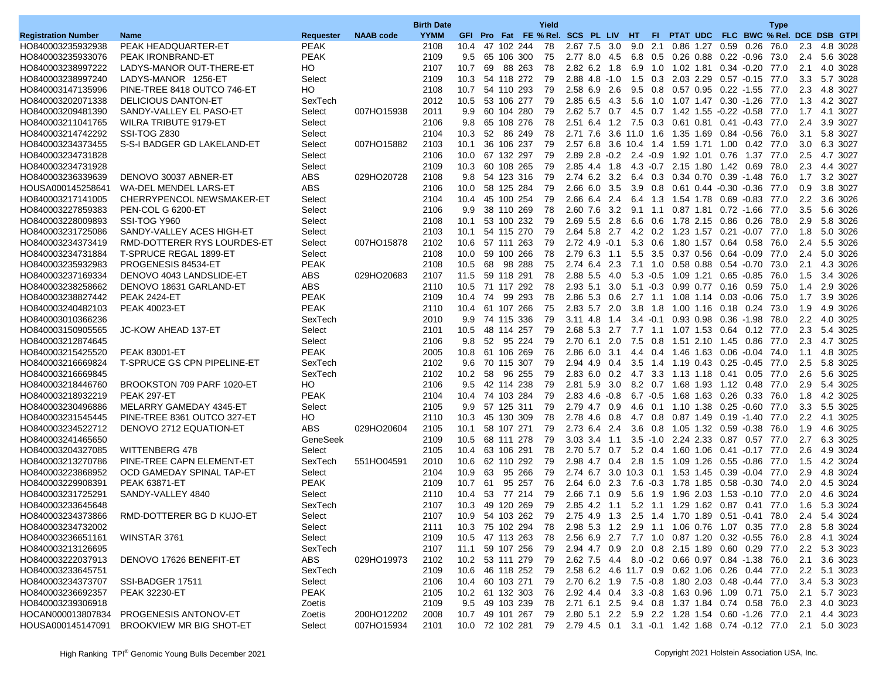| Registration Number | Name | Requester | NAAB code | Birth Date YYMM | GFI | Pro | Fat | FE | Yield % Rel. | SCS | PL | LIV | HT | FI | PTAT | UDC | FLC | BWC | Type % Rel. | DCE | DSB | GTPI |
|---|---|---|---|---|---|---|---|---|---|---|---|---|---|---|---|---|---|---|---|---|---|---|
| HO840003235932938 | PEAK HEADQUARTER-ET | PEAK | | 2108 | 10.4 | 47 | 102 | 244 | 78 | 2.67 | 7.5 | 3.0 | 9.0 | 2.1 | 0.86 | 1.27 | 0.59 | 0.26 | 76.0 | 2.3 | 4.8 | 3028 |
| HO840003235933076 | PEAK IRONBRAND-ET | PEAK | | 2109 | 9.5 | 65 | 106 | 300 | 75 | 2.77 | 8.0 | 4.5 | 6.8 | 0.5 | 0.26 | 0.88 | 0.22 | -0.96 | 73.0 | 2.4 | 5.6 | 3028 |
| HO840003238997222 | LADYS-MANOR OUT-THERE-ET | HO | | 2107 | 10.7 | 69 | 88 | 263 | 78 | 2.82 | 6.2 | 1.8 | 6.9 | 1.0 | 1.02 | 1.81 | 0.34 | -0.20 | 77.0 | 2.1 | 4.0 | 3028 |
| HO840003238997240 | LADYS-MANOR 1256-ET | Select | | 2109 | 10.3 | 54 | 118 | 272 | 79 | 2.88 | 4.8 | -1.0 | 1.5 | 0.3 | 2.03 | 2.29 | 0.57 | -0.15 | 77.0 | 3.3 | 5.7 | 3028 |
| HO840003147135996 | PINE-TREE 8418 OUTCO 746-ET | HO | | 2108 | 10.7 | 54 | 110 | 293 | 79 | 2.58 | 6.9 | 2.6 | 9.5 | 0.8 | 0.57 | 0.95 | 0.22 | -1.55 | 77.0 | 2.3 | 4.8 | 3027 |
| HO840003202071338 | DELICIOUS DANTON-ET | SexTech | | 2012 | 10.5 | 53 | 106 | 277 | 79 | 2.85 | 6.5 | 4.3 | 5.6 | 1.0 | 1.07 | 1.47 | 0.30 | -1.26 | 77.0 | 1.3 | 4.2 | 3027 |
| HO840003209481390 | SANDY-VALLEY EL PASO-ET | Select | 007HO15938 | 2011 | 9.9 | 60 | 104 | 280 | 79 | 2.62 | 5.7 | 0.7 | 4.5 | 0.7 | 1.42 | 1.55 | -0.22 | -0.58 | 77.0 | 1.7 | 4.1 | 3027 |
| HO840003211041765 | WILRA TRIBUTE 9179-ET | Select | | 2106 | 9.8 | 65 | 108 | 276 | 78 | 2.51 | 6.4 | 1.2 | 7.5 | 0.3 | 0.61 | 0.81 | 0.41 | -0.43 | 77.0 | 2.4 | 3.9 | 3027 |
| HO840003214742292 | SSI-TOG Z830 | Select | | 2104 | 10.3 | 52 | 86 | 249 | 78 | 2.71 | 7.6 | 3.6 | 11.0 | 1.6 | 1.35 | 1.69 | 0.84 | -0.56 | 76.0 | 3.1 | 5.8 | 3027 |
| HO840003234373455 | S-S-I BADGER GD LAKELAND-ET | Select | 007HO15882 | 2103 | 10.1 | 36 | 106 | 237 | 79 | 2.57 | 6.8 | 3.6 | 10.4 | 1.4 | 1.59 | 1.71 | 1.00 | 0.42 | 77.0 | 3.0 | 6.3 | 3027 |
| HO840003234731828 | | Select | | 2106 | 10.0 | 67 | 132 | 297 | 79 | 2.89 | 2.8 | -0.2 | 2.4 | -0.9 | 1.92 | 1.01 | 0.76 | 1.37 | 77.0 | 2.5 | 4.7 | 3027 |
| HO840003234731928 | | Select | | 2109 | 10.3 | 60 | 108 | 265 | 79 | 2.85 | 4.4 | 1.8 | 4.3 | -0.7 | 2.15 | 1.80 | 1.42 | 0.69 | 78.0 | 2.3 | 4.4 | 3027 |
| HO840003236339639 | DENOVO 30037 ABNER-ET | ABS | 029HO20728 | 2108 | 9.8 | 54 | 123 | 316 | 79 | 2.74 | 6.2 | 3.2 | 6.4 | 0.3 | 0.34 | 0.70 | 0.39 | -1.48 | 76.0 | 1.7 | 3.2 | 3027 |
| HOUSA000145258641 | WA-DEL MENDEL LARS-ET | ABS | | 2106 | 10.0 | 58 | 125 | 284 | 79 | 2.66 | 6.0 | 3.5 | 3.9 | 0.8 | 0.61 | 0.44 | -0.30 | -0.36 | 77.0 | 0.9 | 3.8 | 3027 |
| HO840003217141005 | CHERRYPENCOL NEWSMAKER-ET | Select | | 2104 | 10.4 | 45 | 100 | 254 | 79 | 2.66 | 6.4 | 2.4 | 6.4 | 1.3 | 1.54 | 1.78 | 0.69 | -0.83 | 77.0 | 2.2 | 3.6 | 3026 |
| HO840003227859383 | PEN-COL G 6200-ET | Select | | 2106 | 9.9 | 38 | 110 | 269 | 78 | 2.60 | 7.6 | 3.2 | 9.1 | 1.1 | 0.87 | 1.81 | 0.72 | -1.66 | 77.0 | 3.5 | 5.6 | 3026 |
| HO840003228009893 | SSI-TOG Y960 | Select | | 2108 | 10.1 | 53 | 100 | 232 | 79 | 2.69 | 5.5 | 2.8 | 6.6 | 0.6 | 1.78 | 2.15 | 0.86 | 0.26 | 78.0 | 2.9 | 5.8 | 3026 |
| HO840003231725086 | SANDY-VALLEY ACES HIGH-ET | Select | | 2103 | 10.1 | 54 | 115 | 270 | 79 | 2.64 | 5.8 | 2.7 | 4.2 | 0.2 | 1.23 | 1.57 | 0.21 | -0.07 | 77.0 | 1.8 | 5.0 | 3026 |
| HO840003234373419 | RMD-DOTTERER RYS LOURDES-ET | Select | 007HO15878 | 2102 | 10.6 | 57 | 111 | 263 | 79 | 2.72 | 4.9 | -0.1 | 5.3 | 0.6 | 1.80 | 1.57 | 0.64 | 0.58 | 76.0 | 2.4 | 5.5 | 3026 |
| HO840003234731884 | T-SPRUCE REGAL 1899-ET | Select | | 2108 | 10.0 | 59 | 100 | 266 | 78 | 2.79 | 6.3 | 1.1 | 5.5 | 3.5 | 0.37 | 0.56 | 0.64 | -0.09 | 77.0 | 2.4 | 5.0 | 3026 |
| HO840003235932983 | PROGENESIS 84534-ET | PEAK | | 2108 | 10.5 | 68 | 98 | 288 | 75 | 2.74 | 6.4 | 2.3 | 7.1 | 1.0 | 0.58 | 0.88 | 0.54 | -0.70 | 73.0 | 2.1 | 4.3 | 3026 |
| HO840003237169334 | DENOVO 4043 LANDSLIDE-ET | ABS | 029HO20683 | 2107 | 11.5 | 59 | 118 | 291 | 78 | 2.88 | 5.5 | 4.0 | 5.3 | -0.5 | 1.09 | 1.21 | 0.65 | -0.85 | 76.0 | 1.5 | 3.4 | 3026 |
| HO840003238258662 | DENOVO 18631 GARLAND-ET | ABS | | 2110 | 10.5 | 71 | 117 | 292 | 78 | 2.93 | 5.1 | 3.0 | 5.1 | -0.3 | 0.99 | 0.77 | 0.16 | 0.59 | 75.0 | 1.4 | 2.9 | 3026 |
| HO840003238827442 | PEAK 2424-ET | PEAK | | 2109 | 10.4 | 74 | 103 | 284 | 78 | 2.86 | 5.3 | 0.6 | 2.7 | 1.1 | 1.08 | 1.14 | 0.03 | -0.06 | 75.0 | 1.7 | 3.9 | 3026 |
| HO840003240482103 | PEAK 40023-ET | PEAK | | 2110 | 10.4 | 61 | 107 | 266 | 75 | 2.83 | 5.7 | 2.0 | 3.8 | 1.8 | 1.00 | 1.16 | 0.18 | 0.24 | 73.0 | 1.9 | 4.9 | 3026 |
| HO840003010366236 | | SexTech | | 2010 | 9.9 | 74 | 115 | 336 | 79 | 3.11 | 4.8 | 1.4 | 3.4 | -0.1 | 0.93 | 0.98 | 0.36 | -1.98 | 78.0 | 2.2 | 4.0 | 3025 |
| HO840003150905565 | JC-KOW AHEAD 137-ET | Select | | 2101 | 10.5 | 48 | 114 | 257 | 79 | 2.68 | 5.3 | 2.7 | 7.7 | 1.1 | 1.07 | 1.53 | 0.64 | 0.12 | 77.0 | 2.3 | 5.4 | 3025 |
| HO840003212874645 | | Select | | 2106 | 9.8 | 52 | 95 | 224 | 79 | 2.70 | 6.1 | 2.0 | 7.5 | 0.8 | 1.51 | 2.10 | 1.45 | 0.86 | 77.0 | 2.3 | 4.7 | 3025 |
| HO840003215425520 | PEAK 83001-ET | PEAK | | 2005 | 10.8 | 61 | 106 | 269 | 76 | 2.86 | 6.0 | 3.1 | 4.4 | 0.4 | 1.46 | 1.63 | 0.06 | -0.04 | 74.0 | 1.1 | 4.8 | 3025 |
| HO840003216669824 | T-SPRUCE GS CPN PIPELINE-ET | SexTech | | 2102 | 9.6 | 70 | 115 | 307 | 79 | 2.94 | 4.9 | 0.4 | 3.5 | 1.4 | 1.19 | 0.43 | 0.25 | -0.45 | 77.0 | 2.5 | 5.8 | 3025 |
| HO840003216669845 | | SexTech | | 2102 | 10.2 | 58 | 96 | 255 | 79 | 2.83 | 6.0 | 0.2 | 4.7 | 3.3 | 1.13 | 1.18 | 0.41 | 0.05 | 77.0 | 2.6 | 5.6 | 3025 |
| HO840003218446760 | BROOKSTON 709 PARF 1020-ET | HO | | 2106 | 9.5 | 42 | 114 | 238 | 79 | 2.81 | 5.9 | 3.0 | 8.2 | 0.7 | 1.68 | 1.93 | 1.12 | 0.48 | 77.0 | 2.9 | 5.4 | 3025 |
| HO840003218932219 | PEAK 297-ET | PEAK | | 2104 | 10.4 | 74 | 103 | 284 | 78 | 2.83 | 4.6 | -0.8 | 6.7 | -0.5 | 1.68 | 1.63 | 0.26 | 0.33 | 76.0 | 1.8 | 4.2 | 3025 |
| HO840003230496886 | MELARRY GAMEDAY 4345-ET | Select | | 2105 | 9.9 | 57 | 125 | 311 | 79 | 2.79 | 4.7 | 0.9 | 4.6 | 0.1 | 1.10 | 1.38 | 0.25 | -0.60 | 77.0 | 3.3 | 5.5 | 3025 |
| HO840003231545445 | PINE-TREE 8361 OUTCO 327-ET | HO | | 2110 | 10.3 | 45 | 130 | 309 | 78 | 2.78 | 4.6 | 0.8 | 4.7 | 0.8 | 0.87 | 1.49 | 0.19 | -1.40 | 77.0 | 2.2 | 4.1 | 3025 |
| HO840003234522712 | DENOVO 2712 EQUATION-ET | ABS | 029HO20604 | 2105 | 10.1 | 58 | 107 | 271 | 79 | 2.73 | 6.4 | 2.4 | 3.6 | 0.8 | 1.05 | 1.32 | 0.59 | -0.38 | 76.0 | 1.9 | 4.6 | 3025 |
| HO840003241465650 | | GeneSeek | | 2109 | 10.5 | 68 | 111 | 278 | 79 | 3.03 | 3.4 | 1.1 | 3.5 | -1.0 | 2.24 | 2.33 | 0.87 | 0.57 | 77.0 | 2.7 | 6.3 | 3025 |
| HO840003204327085 | WITTENBERG 478 | Select | | 2105 | 10.4 | 63 | 106 | 291 | 78 | 2.70 | 5.7 | 0.7 | 5.2 | 0.4 | 1.60 | 1.06 | 0.41 | -0.17 | 77.0 | 2.6 | 4.9 | 3024 |
| HO840003213270786 | PINE-TREE CAPN ELEMENT-ET | SexTech | 551HO04591 | 2010 | 10.6 | 62 | 110 | 292 | 79 | 2.98 | 4.7 | 0.4 | 2.8 | 1.5 | 1.09 | 1.26 | 0.55 | -0.86 | 77.0 | 1.5 | 4.2 | 3024 |
| HO840003223868952 | OCD GAMEDAY SPINAL TAP-ET | Select | | 2104 | 10.9 | 63 | 95 | 266 | 79 | 2.74 | 6.7 | 3.0 | 10.3 | 0.1 | 1.53 | 1.45 | 0.39 | -0.04 | 77.0 | 2.9 | 4.8 | 3024 |
| HO840003229908391 | PEAK 63871-ET | PEAK | | 2109 | 10.7 | 61 | 95 | 257 | 76 | 2.64 | 6.0 | 2.3 | 7.6 | -0.3 | 1.78 | 1.85 | 0.58 | -0.30 | 74.0 | 2.0 | 4.5 | 3024 |
| HO840003231725291 | SANDY-VALLEY 4840 | Select | | 2110 | 10.4 | 53 | 77 | 214 | 79 | 2.66 | 7.1 | 0.9 | 5.6 | 1.9 | 1.96 | 2.03 | 1.53 | -0.10 | 77.0 | 2.0 | 4.6 | 3024 |
| HO840003233645648 | | SexTech | | 2107 | 10.3 | 49 | 120 | 269 | 79 | 2.85 | 4.2 | 1.1 | 5.2 | 1.1 | 1.29 | 1.62 | 0.87 | 0.41 | 77.0 | 1.6 | 5.3 | 3024 |
| HO840003234373866 | RMD-DOTTERER BG D KUJO-ET | Select | | 2107 | 10.9 | 54 | 103 | 262 | 79 | 2.75 | 4.9 | 1.3 | 2.5 | 1.4 | 1.70 | 1.89 | 0.51 | -0.41 | 78.0 | 2.4 | 5.4 | 3024 |
| HO840003234732002 | | Select | | 2111 | 10.3 | 75 | 102 | 294 | 78 | 2.98 | 5.3 | 1.2 | 2.9 | 1.1 | 1.06 | 0.76 | 1.07 | 0.35 | 77.0 | 2.8 | 5.8 | 3024 |
| HO840003236651161 | WINSTAR 3761 | Select | | 2109 | 10.5 | 47 | 113 | 263 | 78 | 2.56 | 6.9 | 2.7 | 7.7 | 1.0 | 0.87 | 1.20 | 0.32 | -0.55 | 76.0 | 2.8 | 4.1 | 3024 |
| HO840003213126695 | | SexTech | | 2107 | 11.1 | 59 | 107 | 256 | 79 | 2.94 | 4.7 | 0.9 | 2.0 | 0.8 | 2.15 | 1.89 | 0.60 | 0.29 | 77.0 | 2.2 | 5.3 | 3023 |
| HO840003222037913 | DENOVO 17626 BENEFIT-ET | ABS | 029HO19973 | 2102 | 10.2 | 53 | 111 | 279 | 79 | 2.62 | 7.5 | 4.4 | 8.0 | -0.2 | 0.66 | 0.97 | 0.84 | -1.38 | 76.0 | 2.1 | 3.6 | 3023 |
| HO840003233645751 | | SexTech | | 2109 | 10.6 | 46 | 118 | 252 | 79 | 2.58 | 6.2 | 4.6 | 11.7 | 0.9 | 0.62 | 1.06 | 0.26 | 0.44 | 77.0 | 2.2 | 5.1 | 3023 |
| HO840003234373707 | SSI-BADGER 17511 | Select | | 2106 | 10.4 | 60 | 103 | 271 | 79 | 2.70 | 6.2 | 1.9 | 7.5 | -0.8 | 1.80 | 2.03 | 0.48 | -0.44 | 77.0 | 3.4 | 5.3 | 3023 |
| HO840003236692357 | PEAK 32230-ET | PEAK | | 2105 | 10.2 | 61 | 132 | 303 | 76 | 2.92 | 4.4 | 0.4 | 3.3 | -0.8 | 1.63 | 0.96 | 1.09 | 0.71 | 75.0 | 2.1 | 5.7 | 3023 |
| HO840003239306918 | | Zoetis | | 2109 | 9.5 | 49 | 103 | 239 | 78 | 2.71 | 6.1 | 2.5 | 9.4 | 0.8 | 1.37 | 1.84 | 0.74 | 0.58 | 76.0 | 2.3 | 4.0 | 3023 |
| HOCAN000013807834 | PROGENESIS ANTONOV-ET | Zoetis | 200HO12202 | 2008 | 10.7 | 49 | 101 | 267 | 79 | 2.80 | 5.1 | 2.2 | 5.9 | 2.2 | 1.28 | 1.54 | 0.60 | -1.26 | 77.0 | 2.1 | 4.4 | 3023 |
| HOUSA000145147091 | BROOKVIEW MR BIG SHOT-ET | Select | 007HO15934 | 2101 | 10.0 | 72 | 102 | 281 | 79 | 2.79 | 4.5 | 0.1 | 3.1 | -0.1 | 1.42 | 1.68 | 0.74 | -0.12 | 77.0 | 2.1 | 5.0 | 3023 |

High Ranking TPI® Genomic Young Bulls December 2021

Copyright 2021 Holstein Association USA, Inc.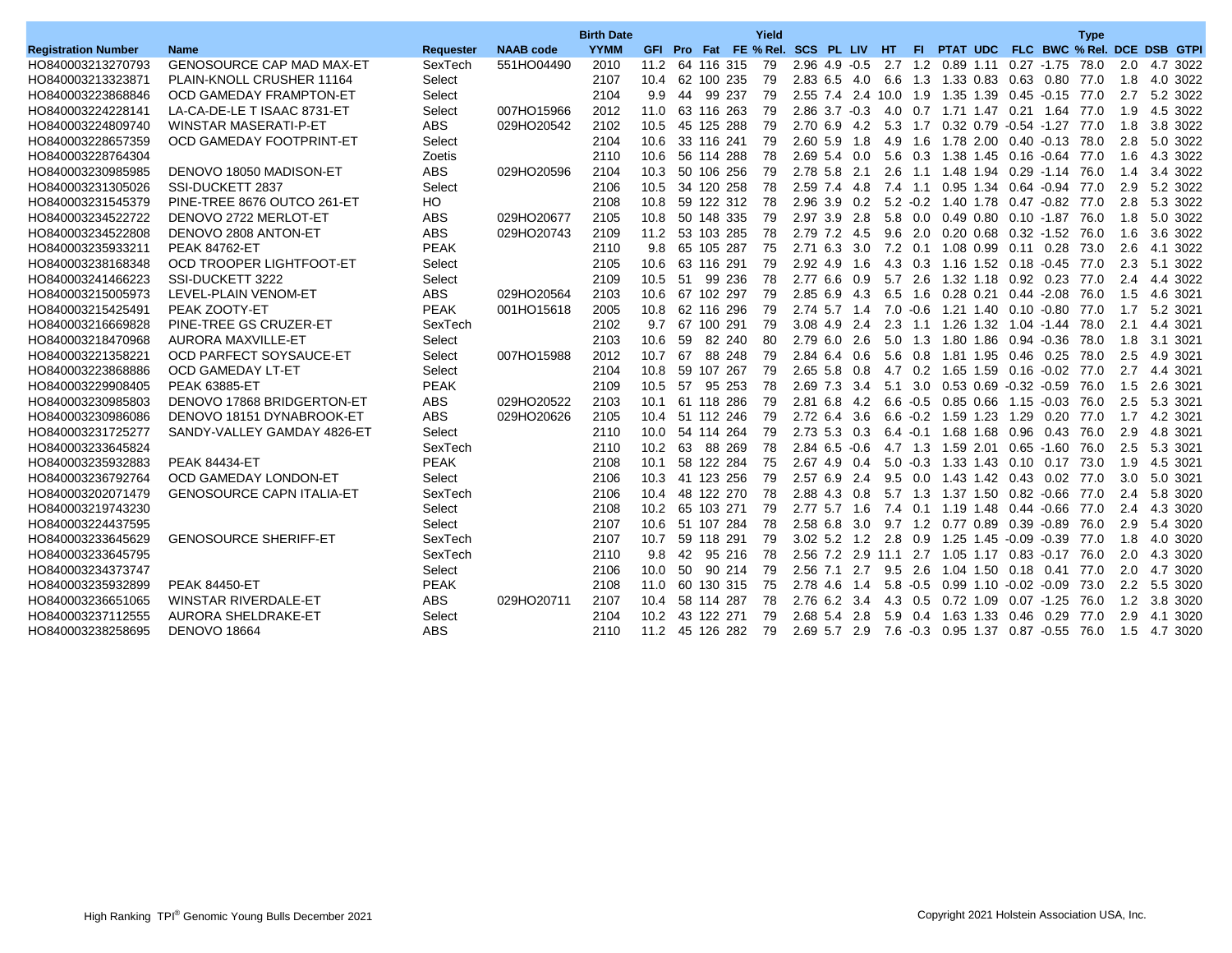| Registration Number | Name | Requester | NAAB code | Birth Date YYMM | GFI | Pro | Fat | FE | Yield % Rel. | SCS | PL | LIV | HT | FI | PTAT | UDC | FLC | BWC | Type % Rel. | DCE | DSB | GTPI |
|---|---|---|---|---|---|---|---|---|---|---|---|---|---|---|---|---|---|---|---|---|---|---|
| HO840003213270793 | GENOSOURCE CAP MAD MAX-ET | SexTech | 551HO04490 | 2010 | 11.2 | 64 | 116 | 315 | 79 | 2.96 | 4.9 | -0.5 | 2.7 | 1.2 | 0.89 | 1.11 | 0.27 | -1.75 | 78.0 | 2.0 | 4.7 | 3022 |
| HO840003213323871 | PLAIN-KNOLL CRUSHER 11164 | Select | | 2107 | 10.4 | 62 | 100 | 235 | 79 | 2.83 | 6.5 | 4.0 | 6.6 | 1.3 | 1.33 | 0.83 | 0.63 | 0.80 | 77.0 | 1.8 | 4.0 | 3022 |
| HO840003223868846 | OCD GAMEDAY FRAMPTON-ET | Select | | 2104 | 9.9 | 44 | 99 | 237 | 79 | 2.55 | 7.4 | 2.4 | 10.0 | 1.9 | 1.35 | 1.39 | 0.45 | -0.15 | 77.0 | 2.7 | 5.2 | 3022 |
| HO840003224228141 | LA-CA-DE-LE T ISAAC 8731-ET | Select | 007HO15966 | 2012 | 11.0 | 63 | 116 | 263 | 79 | 2.86 | 3.7 | -0.3 | 4.0 | 0.7 | 1.71 | 1.47 | 0.21 | 1.64 | 77.0 | 1.9 | 4.5 | 3022 |
| HO840003224809740 | WINSTAR MASERATI-P-ET | ABS | 029HO20542 | 2102 | 10.5 | 45 | 125 | 288 | 79 | 2.70 | 6.9 | 4.2 | 5.3 | 1.7 | 0.32 | 0.79 | -0.54 | -1.27 | 77.0 | 1.8 | 3.8 | 3022 |
| HO840003228657359 | OCD GAMEDAY FOOTPRINT-ET | Select | | 2104 | 10.6 | 33 | 116 | 241 | 79 | 2.60 | 5.9 | 1.8 | 4.9 | 1.6 | 1.78 | 2.00 | 0.40 | -0.13 | 78.0 | 2.8 | 5.0 | 3022 |
| HO840003228764304 | | Zoetis | | 2110 | 10.6 | 56 | 114 | 288 | 78 | 2.69 | 5.4 | 0.0 | 5.6 | 0.3 | 1.38 | 1.45 | 0.16 | -0.64 | 77.0 | 1.6 | 4.3 | 3022 |
| HO840003230985985 | DENOVO 18050 MADISON-ET | ABS | 029HO20596 | 2104 | 10.3 | 50 | 106 | 256 | 79 | 2.78 | 5.8 | 2.1 | 2.6 | 1.1 | 1.48 | 1.94 | 0.29 | -1.14 | 76.0 | 1.4 | 3.4 | 3022 |
| HO840003231305026 | SSI-DUCKETT 2837 | Select | | 2106 | 10.5 | 34 | 120 | 258 | 78 | 2.59 | 7.4 | 4.8 | 7.4 | 1.1 | 0.95 | 1.34 | 0.64 | -0.94 | 77.0 | 2.9 | 5.2 | 3022 |
| HO840003231545379 | PINE-TREE 8676 OUTCO 261-ET | HO | | 2108 | 10.8 | 59 | 122 | 312 | 78 | 2.96 | 3.9 | 0.2 | 5.2 | -0.2 | 1.40 | 1.78 | 0.47 | -0.82 | 77.0 | 2.8 | 5.3 | 3022 |
| HO840003234522722 | DENOVO 2722 MERLOT-ET | ABS | 029HO20677 | 2105 | 10.8 | 50 | 148 | 335 | 79 | 2.97 | 3.9 | 2.8 | 5.8 | 0.0 | 0.49 | 0.80 | 0.10 | -1.87 | 76.0 | 1.8 | 5.0 | 3022 |
| HO840003234522808 | DENOVO 2808 ANTON-ET | ABS | 029HO20743 | 2109 | 11.2 | 53 | 103 | 285 | 78 | 2.79 | 7.2 | 4.5 | 9.6 | 2.0 | 0.20 | 0.68 | 0.32 | -1.52 | 76.0 | 1.6 | 3.6 | 3022 |
| HO840003235933211 | PEAK 84762-ET | PEAK | | 2110 | 9.8 | 65 | 105 | 287 | 75 | 2.71 | 6.3 | 3.0 | 7.2 | 0.1 | 1.08 | 0.99 | 0.11 | 0.28 | 73.0 | 2.6 | 4.1 | 3022 |
| HO840003238168348 | OCD TROOPER LIGHTFOOT-ET | Select | | 2105 | 10.6 | 63 | 116 | 291 | 79 | 2.92 | 4.9 | 1.6 | 4.3 | 0.3 | 1.16 | 1.52 | 0.18 | -0.45 | 77.0 | 2.3 | 5.1 | 3022 |
| HO840003241466223 | SSI-DUCKETT 3222 | Select | | 2109 | 10.5 | 51 | 99 | 236 | 78 | 2.77 | 6.6 | 0.9 | 5.7 | 2.6 | 1.32 | 1.18 | 0.92 | 0.23 | 77.0 | 2.4 | 4.4 | 3022 |
| HO840003215005973 | LEVEL-PLAIN VENOM-ET | ABS | 029HO20564 | 2103 | 10.6 | 67 | 102 | 297 | 79 | 2.85 | 6.9 | 4.3 | 6.5 | 1.6 | 0.28 | 0.21 | 0.44 | -2.08 | 76.0 | 1.5 | 4.6 | 3021 |
| HO840003215425491 | PEAK ZOOTY-ET | PEAK | 001HO15618 | 2005 | 10.8 | 62 | 116 | 296 | 79 | 2.74 | 5.7 | 1.4 | 7.0 | -0.6 | 1.21 | 1.40 | 0.10 | -0.80 | 77.0 | 1.7 | 5.2 | 3021 |
| HO840003216669828 | PINE-TREE GS CRUZER-ET | SexTech | | 2102 | 9.7 | 67 | 100 | 291 | 79 | 3.08 | 4.9 | 2.4 | 2.3 | 1.1 | 1.26 | 1.32 | 1.04 | -1.44 | 78.0 | 2.1 | 4.4 | 3021 |
| HO840003218470968 | AURORA MAXVILLE-ET | Select | | 2103 | 10.6 | 59 | 82 | 240 | 80 | 2.79 | 6.0 | 2.6 | 5.0 | 1.3 | 1.80 | 1.86 | 0.94 | -0.36 | 78.0 | 1.8 | 3.1 | 3021 |
| HO840003221358221 | OCD PARFECT SOYSAUCE-ET | Select | 007HO15988 | 2012 | 10.7 | 67 | 88 | 248 | 79 | 2.84 | 6.4 | 0.6 | 5.6 | 0.8 | 1.81 | 1.95 | 0.46 | 0.25 | 78.0 | 2.5 | 4.9 | 3021 |
| HO840003223868886 | OCD GAMEDAY LT-ET | Select | | 2104 | 10.8 | 59 | 107 | 267 | 79 | 2.65 | 5.8 | 0.8 | 4.7 | 0.2 | 1.65 | 1.59 | 0.16 | -0.02 | 77.0 | 2.7 | 4.4 | 3021 |
| HO840003229908405 | PEAK 63885-ET | PEAK | | 2109 | 10.5 | 57 | 95 | 253 | 78 | 2.69 | 7.3 | 3.4 | 5.1 | 3.0 | 0.53 | 0.69 | -0.32 | -0.59 | 76.0 | 1.5 | 2.6 | 3021 |
| HO840003230985803 | DENOVO 17868 BRIDGERTON-ET | ABS | 029HO20522 | 2103 | 10.1 | 61 | 118 | 286 | 79 | 2.81 | 6.8 | 4.2 | 6.6 | -0.5 | 0.85 | 0.66 | 1.15 | -0.03 | 76.0 | 2.5 | 5.3 | 3021 |
| HO840003230986086 | DENOVO 18151 DYNABROOK-ET | ABS | 029HO20626 | 2105 | 10.4 | 51 | 112 | 246 | 79 | 2.72 | 6.4 | 3.6 | 6.6 | -0.2 | 1.59 | 1.23 | 1.29 | 0.20 | 77.0 | 1.7 | 4.2 | 3021 |
| HO840003231725277 | SANDY-VALLEY GAMDAY 4826-ET | Select | | 2110 | 10.0 | 54 | 114 | 264 | 79 | 2.73 | 5.3 | 0.3 | 6.4 | -0.1 | 1.68 | 1.68 | 0.96 | 0.43 | 76.0 | 2.9 | 4.8 | 3021 |
| HO840003233645824 | | SexTech | | 2110 | 10.2 | 63 | 88 | 269 | 78 | 2.84 | 6.5 | -0.6 | 4.7 | 1.3 | 1.59 | 2.01 | 0.65 | -1.60 | 76.0 | 2.5 | 5.3 | 3021 |
| HO840003235932883 | PEAK 84434-ET | PEAK | | 2108 | 10.1 | 58 | 122 | 284 | 75 | 2.67 | 4.9 | 0.4 | 5.0 | -0.3 | 1.33 | 1.43 | 0.10 | 0.17 | 73.0 | 1.9 | 4.5 | 3021 |
| HO840003236792764 | OCD GAMEDAY LONDON-ET | Select | | 2106 | 10.3 | 41 | 123 | 256 | 79 | 2.57 | 6.9 | 2.4 | 9.5 | 0.0 | 1.43 | 1.42 | 0.43 | 0.02 | 77.0 | 3.0 | 5.0 | 3021 |
| HO840003202071479 | GENOSOURCE CAPN ITALIA-ET | SexTech | | 2106 | 10.4 | 48 | 122 | 270 | 78 | 2.88 | 4.3 | 0.8 | 5.7 | 1.3 | 1.37 | 1.50 | 0.82 | -0.66 | 77.0 | 2.4 | 5.8 | 3020 |
| HO840003219743230 | | Select | | 2108 | 10.2 | 65 | 103 | 271 | 79 | 2.77 | 5.7 | 1.6 | 7.4 | 0.1 | 1.19 | 1.48 | 0.44 | -0.66 | 77.0 | 2.4 | 4.3 | 3020 |
| HO840003224437595 | | Select | | 2107 | 10.6 | 51 | 107 | 284 | 78 | 2.58 | 6.8 | 3.0 | 9.7 | 1.2 | 0.77 | 0.89 | 0.39 | -0.89 | 76.0 | 2.9 | 5.4 | 3020 |
| HO840003233645629 | GENOSOURCE SHERIFF-ET | SexTech | | 2107 | 10.7 | 59 | 118 | 291 | 79 | 3.02 | 5.2 | 1.2 | 2.8 | 0.9 | 1.25 | 1.45 | -0.09 | -0.39 | 77.0 | 1.8 | 4.0 | 3020 |
| HO840003233645795 | | SexTech | | 2110 | 9.8 | 42 | 95 | 216 | 78 | 2.56 | 7.2 | 2.9 | 11.1 | 2.7 | 1.05 | 1.17 | 0.83 | -0.17 | 76.0 | 2.0 | 4.3 | 3020 |
| HO840003234373747 | | Select | | 2106 | 10.0 | 50 | 90 | 214 | 79 | 2.56 | 7.1 | 2.7 | 9.5 | 2.6 | 1.04 | 1.50 | 0.18 | 0.41 | 77.0 | 2.0 | 4.7 | 3020 |
| HO840003235932899 | PEAK 84450-ET | PEAK | | 2108 | 11.0 | 60 | 130 | 315 | 75 | 2.78 | 4.6 | 1.4 | 5.8 | -0.5 | 0.99 | 1.10 | -0.02 | -0.09 | 73.0 | 2.2 | 5.5 | 3020 |
| HO840003236651065 | WINSTAR RIVERDALE-ET | ABS | 029HO20711 | 2107 | 10.4 | 58 | 114 | 287 | 78 | 2.76 | 6.2 | 3.4 | 4.3 | 0.5 | 0.72 | 1.09 | 0.07 | -1.25 | 76.0 | 1.2 | 3.8 | 3020 |
| HO840003237112555 | AURORA SHELDRAKE-ET | Select | | 2104 | 10.2 | 43 | 122 | 271 | 79 | 2.68 | 5.4 | 2.8 | 5.9 | 0.4 | 1.63 | 1.33 | 0.46 | 0.29 | 77.0 | 2.9 | 4.1 | 3020 |
| HO840003238258695 | DENOVO 18664 | ABS | | 2110 | 11.2 | 45 | 126 | 282 | 79 | 2.69 | 5.7 | 2.9 | 7.6 | -0.3 | 0.95 | 1.37 | 0.87 | -0.55 | 76.0 | 1.5 | 4.7 | 3020 |